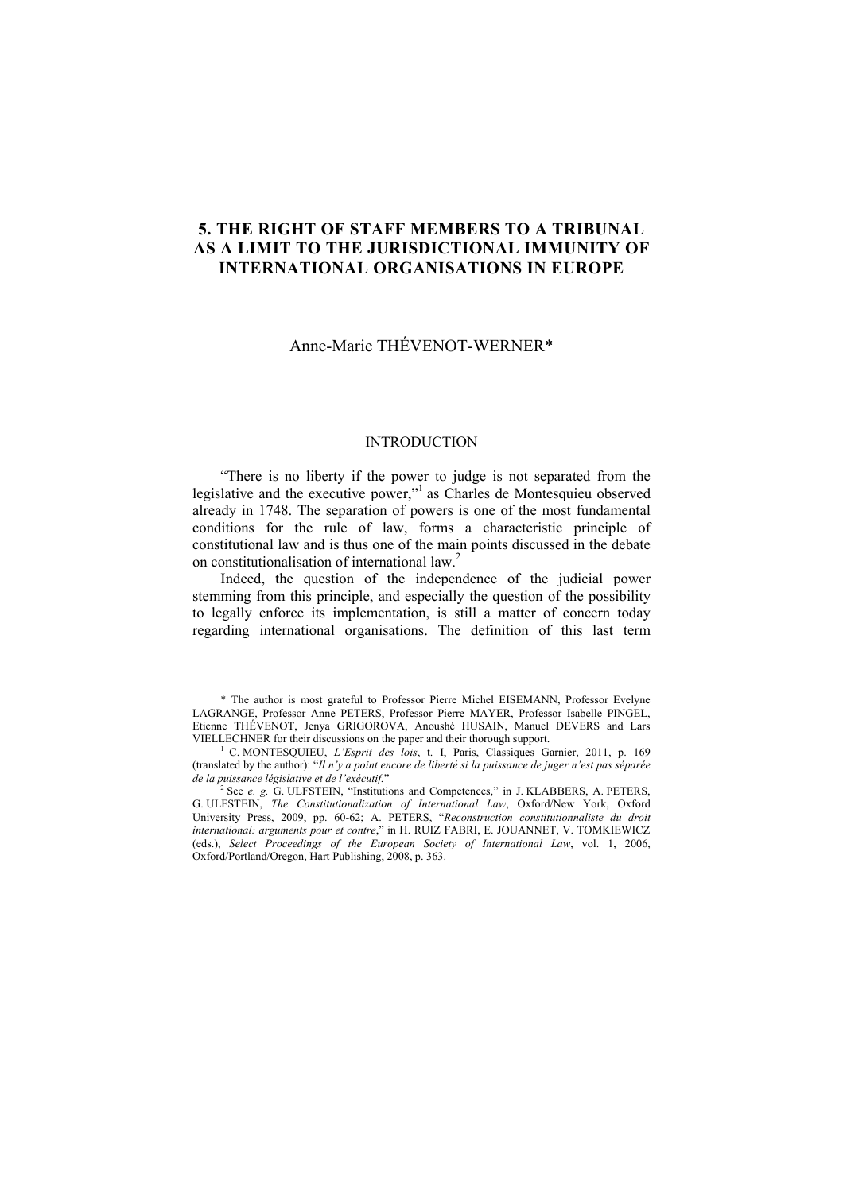# 5. THE RIGHT OF STAFF MEMBERS TO A TRIBUNAL AS A LIMIT TO THE JURISDICTIONAL IMMUNITY OF INTERNATIONAL ORGANISATIONS IN EUROPE

Anne-Marie THÉVENOT-WERNER*

## INTRODUCTION

"There is no liberty if the power to judge is not separated from the legislative and the executive power,"[1] as Charles de Montesquieu observed already in 1748. The separation of powers is one of the most fundamental conditions for the rule of law, forms a characteristic principle of constitutional law and is thus one of the main points discussed in the debate on constitutionalisation of international law.[2]

Indeed, the question of the independence of the judicial power stemming from this principle, and especially the question of the possibility to legally enforce its implementation, is still a matter of concern today regarding international organisations. The definition of this last term

---

* The author is most grateful to Professor Pierre Michel EISEMANN, Professor Evelyne LAGRANGE, Professor Anne PETERS, Professor Pierre MAYER, Professor Isabelle PINGEL, Etienne THÉVENOT, Jenya GRIGOROVA, Anoushé HUSAIN, Manuel DEVERS and Lars VIELLECHNER for their discussions on the paper and their thorough support.

[1] C. MONTESQUIEU, *L'Esprit des lois*, t. I, Paris, Classiques Garnier, 2011, p. 169 (translated by the author): "*Il n'y a point encore de liberté si la puissance de juger n'est pas séparée de la puissance législative et de l'exécutif.*"

[2] See *e. g.* G. ULFSTEIN, "Institutions and Competences," in J. KLABBERS, A. PETERS, G. ULFSTEIN, *The Constitutionalization of International Law*, Oxford/New York, Oxford University Press, 2009, pp. 60-62; A. PETERS, "*Reconstruction constitutionnaliste du droit international: arguments pour et contre*," in H. RUIZ FABRI, E. JOUANNET, V. TOMKIEWICZ (eds.), *Select Proceedings of the European Society of International Law*, vol. 1, 2006, Oxford/Portland/Oregon, Hart Publishing, 2008, p. 363.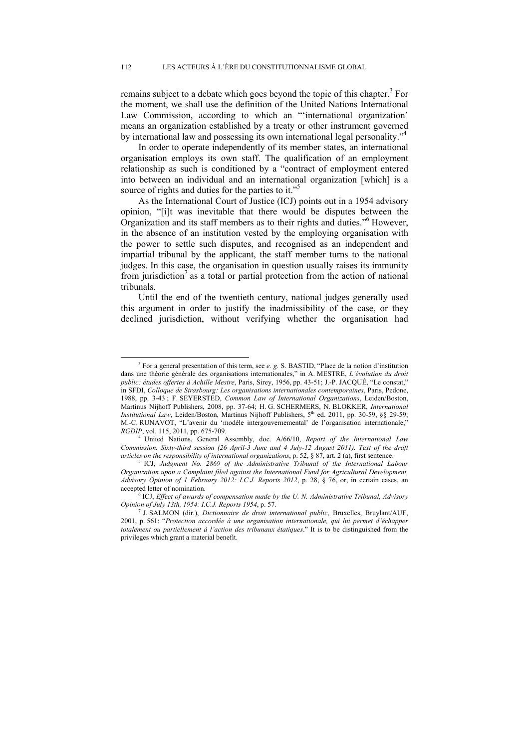remains subject to a debate which goes beyond the topic of this chapter.[3] For the moment, we shall use the definition of the United Nations International Law Commission, according to which an "'international organization' means an organization established by a treaty or other instrument governed by international law and possessing its own international legal personality."[4]

In order to operate independently of its member states, an international organisation employs its own staff. The qualification of an employment relationship as such is conditioned by a "contract of employment entered into between an individual and an international organization [which] is a source of rights and duties for the parties to it."[5]

As the International Court of Justice (ICJ) points out in a 1954 advisory opinion, "[i]t was inevitable that there would be disputes between the Organization and its staff members as to their rights and duties."[6] However, in the absence of an institution vested by the employing organisation with the power to settle such disputes, and recognised as an independent and impartial tribunal by the applicant, the staff member turns to the national judges. In this case, the organisation in question usually raises its immunity from jurisdiction[7] as a total or partial protection from the action of national tribunals.

Until the end of the twentieth century, national judges generally used this argument in order to justify the inadmissibility of the case, or they declined jurisdiction, without verifying whether the organisation had

---

[3] For a general presentation of this term, see *e. g.* S. BASTID, "Place de la notion d'institution dans une théorie générale des organisations internationales," in A. MESTRE, *L'évolution du droit public: études offertes à Achille Mestre*, Paris, Sirey, 1956, pp. 43-51; J.-P. JACQUÉ, "Le constat," in SFDI, *Colloque de Strasbourg: Les organisations internationales contemporaines*, Paris, Pedone, 1988, pp. 3-43 ; F. SEYERSTED, *Common Law of International Organizations*, Leiden/Boston, Martinus Nijhoff Publishers, 2008, pp. 37-64; H. G. SCHERMERS, N. BLOKKER, *International Institutional Law*, Leiden/Boston, Martinus Nijhoff Publishers, 5th ed. 2011, pp. 30-59, §§ 29-59; M.-C. RUNAVOT, "L'avenir du 'modèle intergouvernemental' de l'organisation internationale," *RGDIP*, vol. 115, 2011, pp. 675-709.

[4] United Nations, General Assembly, doc. A/66/10, *Report of the International Law Commission. Sixty-third session (26 April-3 June and 4 July-12 August 2011). Text of the draft articles on the responsibility of international organizations*, p. 52, § 87, art. 2 (a), first sentence.

[5] ICJ, *Judgment No. 2869 of the Administrative Tribunal of the International Labour Organization upon a Complaint filed against the International Fund for Agricultural Development, Advisory Opinion of 1 February 2012: I.C.J. Reports 2012*, p. 28, § 76, or, in certain cases, an accepted letter of nomination.

[6] ICJ, *Effect of awards of compensation made by the U. N. Administrative Tribunal, Advisory Opinion of July 13th, 1954: I.C.J. Reports 1954*, p. 57.

[7] J. SALMON (dir.), *Dictionnaire de droit international public*, Bruxelles, Bruylant/AUF, 2001, p. 561: "*Protection accordée à une organisation internationale, qui lui permet d'échapper totalement ou partiellement à l'action des tribunaux étatiques*." It is to be distinguished from the privileges which grant a material benefit.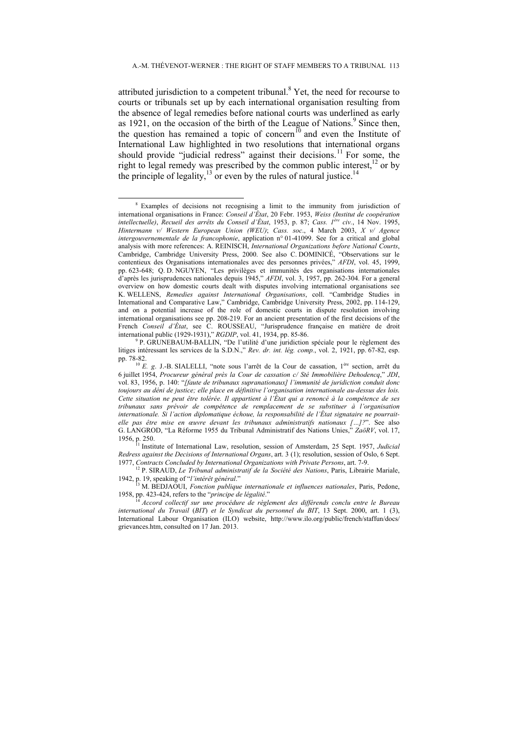attributed jurisdiction to a competent tribunal.[8] Yet, the need for recourse to courts or tribunals set up by each international organisation resulting from the absence of legal remedies before national courts was underlined as early as 1921, on the occasion of the birth of the League of Nations.[9] Since then, the question has remained a topic of concern[10] and even the Institute of International Law highlighted in two resolutions that international organs should provide "judicial redress" against their decisions.[11] For some, the right to legal remedy was prescribed by the common public interest,[12] or by the principle of legality,[13] or even by the rules of natural justice.[14]

---

[8] Examples of decisions not recognising a limit to the immunity from jurisdiction of international organisations in France: *Conseil d'État*, 20 Febr. 1953, *Weiss (Institut de coopération intellectuelle)*, *Recueil des arrêts du Conseil d'État*, 1953, p. 87; *Cass. 1ère civ.*, 14 Nov. 1995, *Hintermann v/ Western European Union (WEU)*; *Cass. soc.*, 4 March 2003, *X v/ Agence intergouvernementale de la francophonie*, application n° 01-41099. See for a critical and global analysis with more references: A. REINISCH, *International Organizations before National Courts*, Cambridge, Cambridge University Press, 2000. See also C. DOMINICÉ, "Observations sur le contentieux des Organisations internationales avec des personnes privées," *AFDI*, vol. 45, 1999, pp. 623-648; Q. D. NGUYEN, "Les privilèges et immunités des organisations internationales d'après les jurisprudences nationales depuis 1945," *AFDI*, vol. 3, 1957, pp. 262-304. For a general overview on how domestic courts dealt with disputes involving international organisations see K. WELLENS, *Remedies against International Organisations*, coll. "Cambridge Studies in International and Comparative Law," Cambridge, Cambridge University Press, 2002, pp. 114-129, and on a potential increase of the role of domestic courts in dispute resolution involving international organisations see pp. 208-219. For an ancient presentation of the first decisions of the French *Conseil d'État*, see C. ROUSSEAU, "Jurisprudence française en matière de droit international public (1929-1931)," *RGDIP*, vol. 41, 1934, pp. 85-86.

[9] P. GRUNEBAUM-BALLIN, "De l'utilité d'une juridiction spéciale pour le règlement des litiges intéressant les services de la S.D.N.," *Rev. dr. int. lég. comp.*, vol. 2, 1921, pp. 67-82, esp. pp. 78-82.

[10] *E. g.* J.-B. SIALELLI, "note sous l'arrêt de la Cour de cassation, 1ère section, arrêt du 6 juillet 1954, *Procureur général près la Cour de cassation c/ Sté Immobilière Dehodencq*," *JDI*, vol. 83, 1956, p. 140: "*[faute de tribunaux supranationaux] l'immunité de juridiction conduit donc toujours au déni de justice; elle place en définitive l'organisation internationale au-dessus des lois. Cette situation ne peut être tolérée. Il appartient à l'État qui a renoncé à la compétence de ses tribunaux sans prévoir de compétence de remplacement de se substituer à l'organisation internationale. Si l'action diplomatique échoue, la responsabilité de l'État signataire ne pourrait-elle pas être mise en œuvre devant les tribunaux administratifs nationaux […]?*". See also G. LANGROD, "La Réforme 1955 du Tribunal Administratif des Nations Unies," *ZaöRV*, vol. 17, 1956, p. 250.

[11] Institute of International Law, resolution, session of Amsterdam, 25 Sept. 1957, *Judicial Redress against the Decisions of International Organs*, art. 3 (1); resolution, session of Oslo, 6 Sept. 1977, *Contracts Concluded by International Organizations with Private Persons*, art. 7-9.

[12] P. SIRAUD, *Le Tribunal administratif de la Société des Nations*, Paris, Librairie Mariale, 1942, p. 19, speaking of "*l'intérêt général*."

[13] M. BEDJAOUI, *Fonction publique internationale et influences nationales*, Paris, Pedone, 1958, pp. 423-424, refers to the "*principe de légalité*."

[14] *Accord collectif sur une procédure de règlement des différends conclu entre le Bureau international du Travail* (*BIT*) *et le Syndicat du personnel du BIT*, 13 Sept. 2000, art. 1 (3), International Labour Organisation (ILO) website, http://www.ilo.org/public/french/staffun/docs/grievances.htm, consulted on 17 Jan. 2013.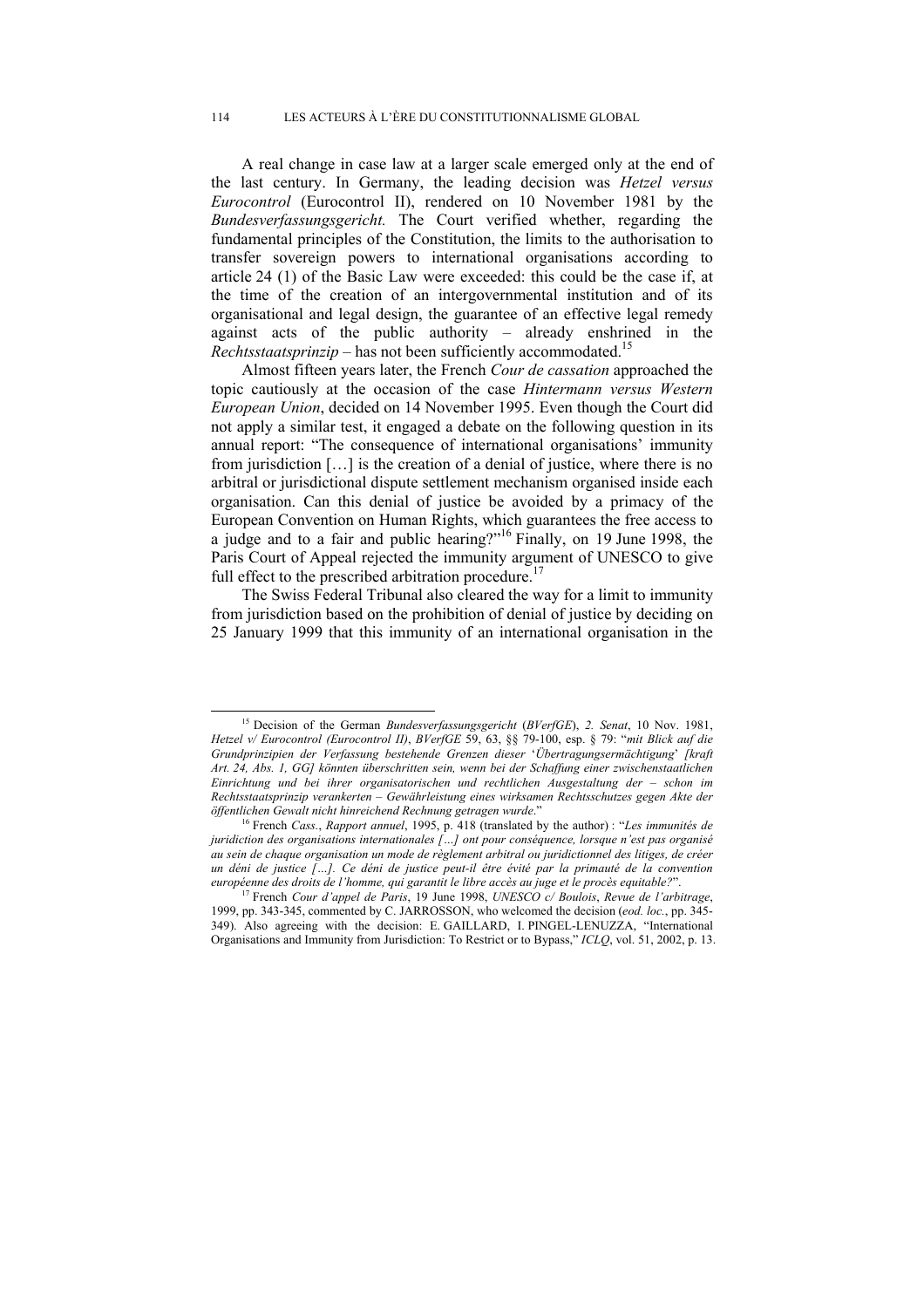A real change in case law at a larger scale emerged only at the end of the last century. In Germany, the leading decision was *Hetzel versus Eurocontrol* (Eurocontrol II), rendered on 10 November 1981 by the *Bundesverfassungsgericht.* The Court verified whether, regarding the fundamental principles of the Constitution, the limits to the authorisation to transfer sovereign powers to international organisations according to article 24 (1) of the Basic Law were exceeded: this could be the case if, at the time of the creation of an intergovernmental institution and of its organisational and legal design, the guarantee of an effective legal remedy against acts of the public authority – already enshrined in the *Rechtsstaatsprinzip* – has not been sufficiently accommodated.[15]

Almost fifteen years later, the French *Cour de cassation* approached the topic cautiously at the occasion of the case *Hintermann versus Western European Union*, decided on 14 November 1995. Even though the Court did not apply a similar test, it engaged a debate on the following question in its annual report: "The consequence of international organisations' immunity from jurisdiction […] is the creation of a denial of justice, where there is no arbitral or jurisdictional dispute settlement mechanism organised inside each organisation. Can this denial of justice be avoided by a primacy of the European Convention on Human Rights, which guarantees the free access to a judge and to a fair and public hearing?"[16] Finally, on 19 June 1998, the Paris Court of Appeal rejected the immunity argument of UNESCO to give full effect to the prescribed arbitration procedure.[17]

The Swiss Federal Tribunal also cleared the way for a limit to immunity from jurisdiction based on the prohibition of denial of justice by deciding on 25 January 1999 that this immunity of an international organisation in the

---

[15] Decision of the German *Bundesverfassungsgericht* (*BVerfGE*), *2. Senat*, 10 Nov. 1981, *Hetzel v/ Eurocontrol (Eurocontrol II)*, *BVerfGE* 59, 63, §§ 79-100, esp. § 79: "*mit Blick auf die Grundprinzipien der Verfassung bestehende Grenzen dieser* '*Übertragungsermächtigung*' *[kraft Art. 24, Abs. 1, GG] könnten überschritten sein, wenn bei der Schaffung einer zwischenstaatlichen Einrichtung und bei ihrer organisatorischen und rechtlichen Ausgestaltung der – schon im Rechtsstaatsprinzip verankerten – Gewährleistung eines wirksamen Rechtsschutzes gegen Akte der öffentlichen Gewalt nicht hinreichend Rechnung getragen wurde*."

[16] French *Cass.*, *Rapport annuel*, 1995, p. 418 (translated by the author) : "*Les immunités de juridiction des organisations internationales […] ont pour conséquence, lorsque n'est pas organisé au sein de chaque organisation un mode de règlement arbitral ou juridictionnel des litiges, de créer un déni de justice […]. Ce déni de justice peut-il être évité par la primauté de la convention européenne des droits de l'homme, qui garantit le libre accès au juge et le procès equitable?*".

[17] French *Cour d'appel de Paris*, 19 June 1998, *UNESCO c/ Boulois*, *Revue de l'arbitrage*, 1999, pp. 343-345, commented by C. JARROSSON, who welcomed the decision (*eod. loc.*, pp. 345-349). Also agreeing with the decision: E. GAILLARD, I. PINGEL-LENUZZA, "International Organisations and Immunity from Jurisdiction: To Restrict or to Bypass," *ICLQ*, vol. 51, 2002, p. 13.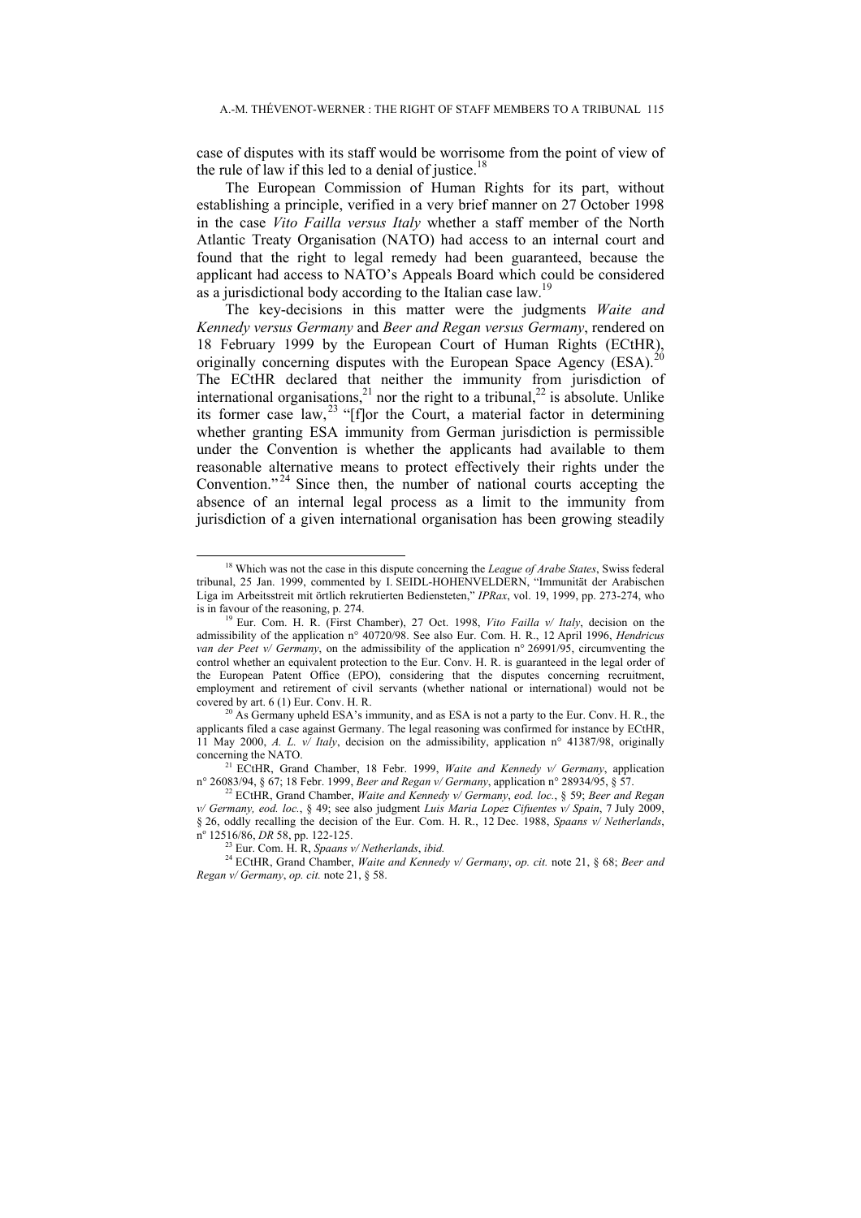case of disputes with its staff would be worrisome from the point of view of the rule of law if this led to a denial of justice.[18]

The European Commission of Human Rights for its part, without establishing a principle, verified in a very brief manner on 27 October 1998 in the case *Vito Failla versus Italy* whether a staff member of the North Atlantic Treaty Organisation (NATO) had access to an internal court and found that the right to legal remedy had been guaranteed, because the applicant had access to NATO's Appeals Board which could be considered as a jurisdictional body according to the Italian case law.[19]

The key-decisions in this matter were the judgments *Waite and Kennedy versus Germany* and *Beer and Regan versus Germany*, rendered on 18 February 1999 by the European Court of Human Rights (ECtHR), originally concerning disputes with the European Space Agency (ESA).[20] The ECtHR declared that neither the immunity from jurisdiction of international organisations,[21] nor the right to a tribunal,[22] is absolute. Unlike its former case law,[23] "[f]or the Court, a material factor in determining whether granting ESA immunity from German jurisdiction is permissible under the Convention is whether the applicants had available to them reasonable alternative means to protect effectively their rights under the Convention."[24] Since then, the number of national courts accepting the absence of an internal legal process as a limit to the immunity from jurisdiction of a given international organisation has been growing steadily

---

[18] Which was not the case in this dispute concerning the *League of Arabe States*, Swiss federal tribunal, 25 Jan. 1999, commented by I. SEIDL-HOHENVELDERN, "Immunität der Arabischen Liga im Arbeitsstreit mit örtlich rekrutierten Bediensteten," *IPRax*, vol. 19, 1999, pp. 273-274, who is in favour of the reasoning, p. 274.

[19] Eur. Com. H. R. (First Chamber), 27 Oct. 1998, *Vito Failla v/ Italy*, decision on the admissibility of the application n° 40720/98. See also Eur. Com. H. R., 12 April 1996, *Hendricus van der Peet v/ Germany*, on the admissibility of the application n° 26991/95, circumventing the control whether an equivalent protection to the Eur. Conv. H. R. is guaranteed in the legal order of the European Patent Office (EPO), considering that the disputes concerning recruitment, employment and retirement of civil servants (whether national or international) would not be covered by art. 6 (1) Eur. Conv. H. R.

[20] As Germany upheld ESA's immunity, and as ESA is not a party to the Eur. Conv. H. R., the applicants filed a case against Germany. The legal reasoning was confirmed for instance by ECtHR, 11 May 2000, *A. L. v/ Italy*, decision on the admissibility, application n° 41387/98, originally concerning the NATO.

[21] ECtHR, Grand Chamber, 18 Febr. 1999, *Waite and Kennedy v/ Germany*, application n° 26083/94, § 67; 18 Febr. 1999, *Beer and Regan v/ Germany*, application n° 28934/95, § 57.

[22] ECtHR, Grand Chamber, *Waite and Kennedy v/ Germany*, *eod. loc.*, § 59; *Beer and Regan v/ Germany, eod. loc.*, § 49; see also judgment *Luis Maria Lopez Cifuentes v/ Spain*, 7 July 2009, § 26, oddly recalling the decision of the Eur. Com. H. R., 12 Dec. 1988, *Spaans v/ Netherlands*, n° 12516/86, *DR* 58, pp. 122-125.

[23] Eur. Com. H. R, *Spaans v/ Netherlands*, *ibid.*

[24] ECtHR, Grand Chamber, *Waite and Kennedy v/ Germany*, *op. cit.* note 21, § 68; *Beer and Regan v/ Germany*, *op. cit.* note 21, § 58.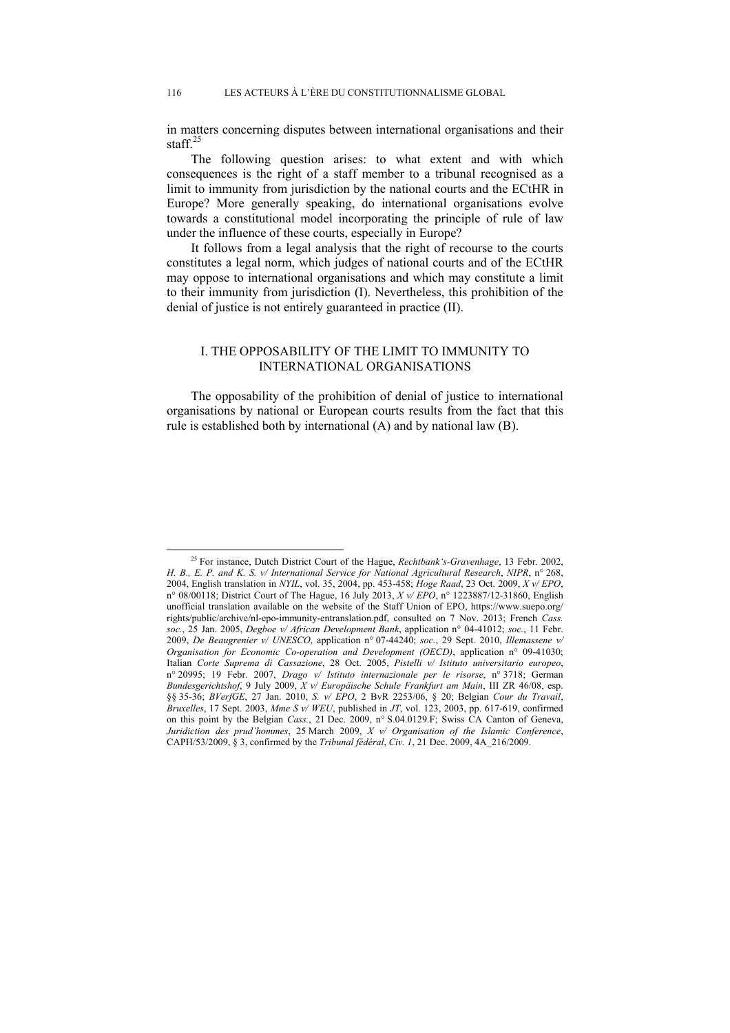in matters concerning disputes between international organisations and their staff.[25]

The following question arises: to what extent and with which consequences is the right of a staff member to a tribunal recognised as a limit to immunity from jurisdiction by the national courts and the ECtHR in Europe? More generally speaking, do international organisations evolve towards a constitutional model incorporating the principle of rule of law under the influence of these courts, especially in Europe?

It follows from a legal analysis that the right of recourse to the courts constitutes a legal norm, which judges of national courts and of the ECtHR may oppose to international organisations and which may constitute a limit to their immunity from jurisdiction (I). Nevertheless, this prohibition of the denial of justice is not entirely guaranteed in practice (II).

## I. THE OPPOSABILITY OF THE LIMIT TO IMMUNITY TO INTERNATIONAL ORGANISATIONS

The opposability of the prohibition of denial of justice to international organisations by national or European courts results from the fact that this rule is established both by international (A) and by national law (B).

---

[25] For instance, Dutch District Court of the Hague, *Rechtbank's-Gravenhage*, 13 Febr. 2002, *H. B., E. P. and K. S. v/ International Service for National Agricultural Research*, *NIPR*, n° 268, 2004, English translation in *NYIL*, vol. 35, 2004, pp. 453-458; *Hoge Raad*, 23 Oct. 2009, *X v/ EPO*, n° 08/00118; District Court of The Hague, 16 July 2013, *X v/ EPO*, n° 1223887/12-31860, English unofficial translation available on the website of the Staff Union of EPO, https://www.suepo.org/rights/public/archive/nl-epo-immunity-entranslation.pdf, consulted on 7 Nov. 2013; French *Cass. soc.*, 25 Jan. 2005, *Degboe v/ African Development Bank*, application n° 04-41012; *soc.*, 11 Febr. 2009, *De Beaugrenier v/ UNESCO*, application n° 07-44240; *soc.*, 29 Sept. 2010, *Illemassene v/ Organisation for Economic Co-operation and Development (OECD)*, application n° 09-41030; Italian *Corte Suprema di Cassazione*, 28 Oct. 2005, *Pistelli v/ Istituto universitario europeo*, n° 20995; 19 Febr. 2007, *Drago v/ Istituto internazionale per le risorse*, n° 3718; German *Bundesgerichtshof*, 9 July 2009, *X v/ Europäische Schule Frankfurt am Main*, III ZR 46/08, esp. §§ 35-36; *BVerfGE*, 27 Jan. 2010, *S. v/ EPO*, 2 BvR 2253/06, § 20; Belgian *Cour du Travail*, *Bruxelles*, 17 Sept. 2003, *Mme S v/ WEU*, published in *JT*, vol. 123, 2003, pp. 617-619, confirmed on this point by the Belgian *Cass.*, 21 Dec. 2009, n° S.04.0129.F; Swiss CA Canton of Geneva, *Juridiction des prud'hommes*, 25 March 2009, *X v/ Organisation of the Islamic Conference*, CAPH/53/2009, § 3, confirmed by the *Tribunal fédéral*, *Civ. 1*, 21 Dec. 2009, 4A_216/2009.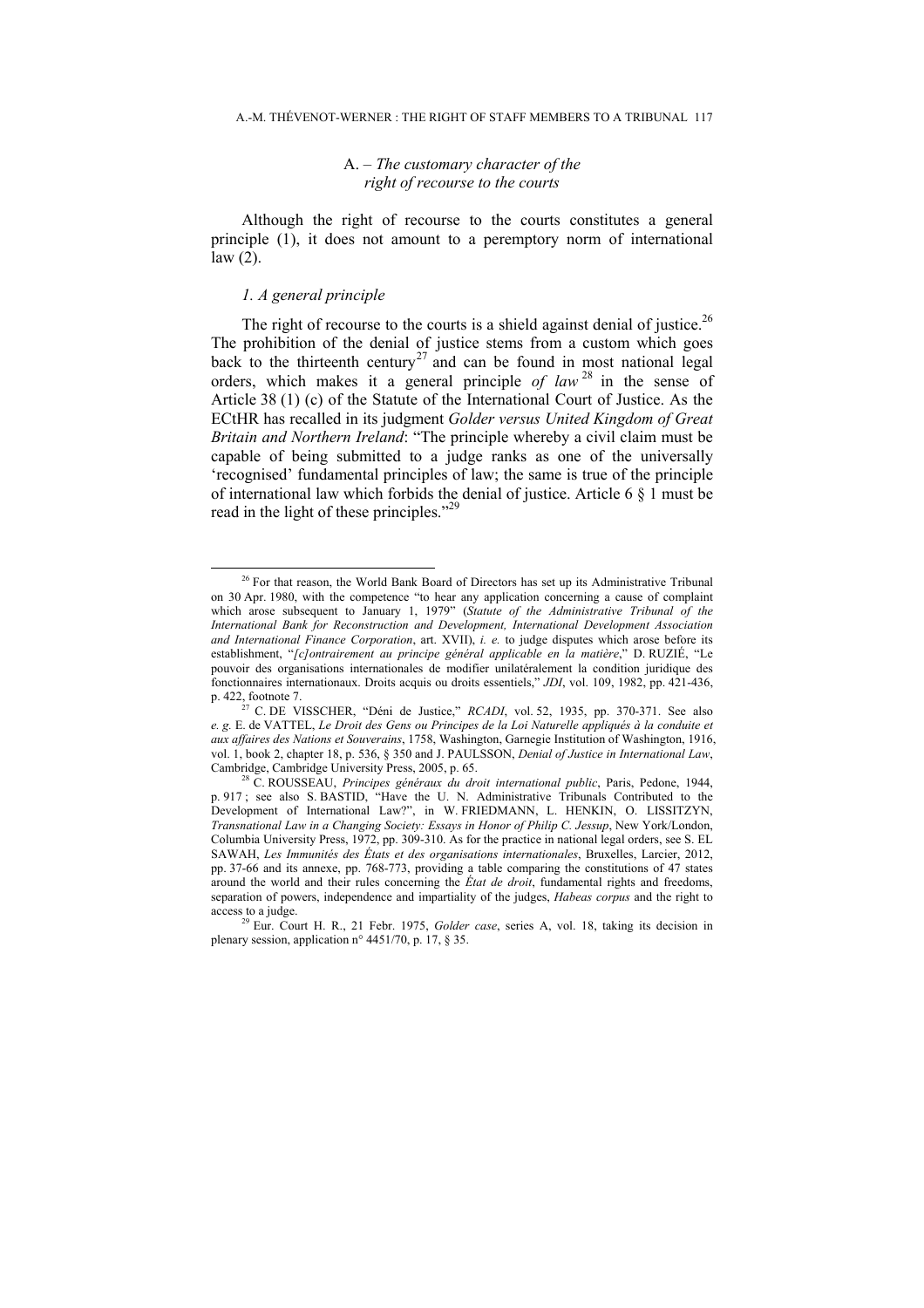### A. – *The customary character of the right of recourse to the courts*

Although the right of recourse to the courts constitutes a general principle (1), it does not amount to a peremptory norm of international law (2).

#### *1. A general principle*

The right of recourse to the courts is a shield against denial of justice.[26] The prohibition of the denial of justice stems from a custom which goes back to the thirteenth century[27] and can be found in most national legal orders, which makes it a general principle *of law*[28] in the sense of Article 38 (1) (c) of the Statute of the International Court of Justice. As the ECtHR has recalled in its judgment *Golder versus United Kingdom of Great Britain and Northern Ireland*: "The principle whereby a civil claim must be capable of being submitted to a judge ranks as one of the universally 'recognised' fundamental principles of law; the same is true of the principle of international law which forbids the denial of justice. Article 6 § 1 must be read in the light of these principles."[29]

---

[26] For that reason, the World Bank Board of Directors has set up its Administrative Tribunal on 30 Apr. 1980, with the competence "to hear any application concerning a cause of complaint which arose subsequent to January 1, 1979" (*Statute of the Administrative Tribunal of the International Bank for Reconstruction and Development, International Development Association and International Finance Corporation*, art. XVII), *i. e.* to judge disputes which arose before its establishment, "*[c]ontrairement au principe général applicable en la matière*," D. RUZIÉ, "Le pouvoir des organisations internationales de modifier unilatéralement la condition juridique des fonctionnaires internationaux. Droits acquis ou droits essentiels," *JDI*, vol. 109, 1982, pp. 421-436, p. 422, footnote 7.

[27] C. DE VISSCHER, "Déni de Justice," *RCADI*, vol. 52, 1935, pp. 370-371. See also *e. g.* E. de VATTEL, *Le Droit des Gens ou Principes de la Loi Naturelle appliqués à la conduite et aux affaires des Nations et Souverains*, 1758, Washington, Garnegie Institution of Washington, 1916, vol. 1, book 2, chapter 18, p. 536, § 350 and J. PAULSSON, *Denial of Justice in International Law*, Cambridge, Cambridge University Press, 2005, p. 65.

[28] C. ROUSSEAU, *Principes généraux du droit international public*, Paris, Pedone, 1944, p. 917 ; see also S. BASTID, "Have the U. N. Administrative Tribunals Contributed to the Development of International Law?", in W. FRIEDMANN, L. HENKIN, O. LISSITZYN, *Transnational Law in a Changing Society: Essays in Honor of Philip C. Jessup*, New York/London, Columbia University Press, 1972, pp. 309-310. As for the practice in national legal orders, see S. EL SAWAH, *Les Immunités des États et des organisations internationales*, Bruxelles, Larcier, 2012, pp. 37-66 and its annexe, pp. 768-773, providing a table comparing the constitutions of 47 states around the world and their rules concerning the *État de droit*, fundamental rights and freedoms, separation of powers, independence and impartiality of the judges, *Habeas corpus* and the right to access to a judge.

[29] Eur. Court H. R., 21 Febr. 1975, *Golder case*, series A, vol. 18, taking its decision in plenary session, application n° 4451/70, p. 17, § 35.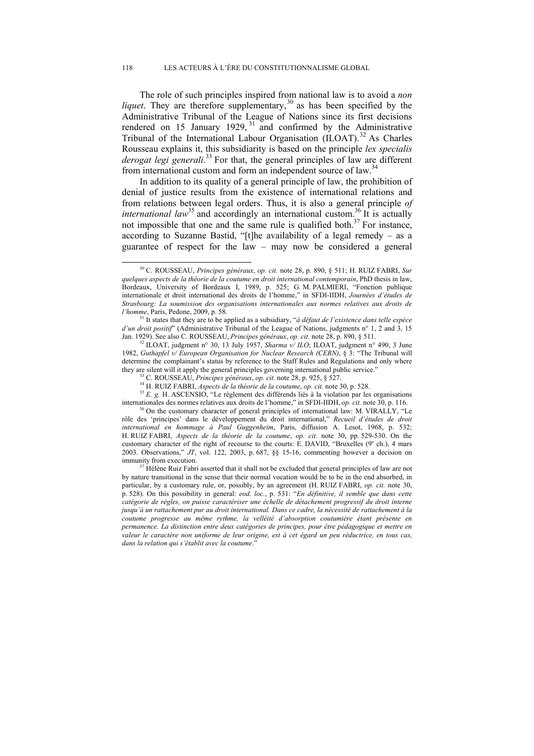The role of such principles inspired from national law is to avoid a *non liquet*. They are therefore supplementary,[30] as has been specified by the Administrative Tribunal of the League of Nations since its first decisions rendered on 15 January 1929,[31] and confirmed by the Administrative Tribunal of the International Labour Organisation (ILOAT).[32] As Charles Rousseau explains it, this subsidiarity is based on the principle *lex specialis derogat legi generali*.[33] For that, the general principles of law are different from international custom and form an independent source of law.[34]

In addition to its quality of a general principle of law, the prohibition of denial of justice results from the existence of international relations and from relations between legal orders. Thus, it is also a general principle *of international law*[35] and accordingly an international custom.[36] It is actually not impossible that one and the same rule is qualified both.[37] For instance, according to Suzanne Bastid, "[t]he availability of a legal remedy – as a guarantee of respect for the law – may now be considered a general

---

[30] C. ROUSSEAU, *Principes généraux*, *op. cit.* note 28, p. 890, § 511; H. RUIZ FABRI, *Sur quelques aspects de la théorie de la coutume en droit international contemporain*, PhD thesis in law, Bordeaux, University of Bordeaux I, 1989, p. 525; G. M. PALMIERI, "Fonction publique internationale et droit international des droits de l'homme," in SFDI-IIDH, *Journées d'études de Strasbourg: La soumission des organisations internationales aux normes relatives aux droits de l'homme*, Paris, Pedone, 2009, p. 58.

[31] It states that they are to be applied as a subsidiary, "*à défaut de l'existence dans telle espèce d'un droit positif*" (Administrative Tribunal of the League of Nations, judgments n° 1, 2 and 3, 15 Jan. 1929). See also C. ROUSSEAU, *Principes généraux*, *op. cit.* note 28, p. 890, § 511.

[32] ILOAT, judgment n° 30, 13 July 1957, *Sharma v/ ILO*; ILOAT, judgment n° 490, 3 June 1982, *Guthapfel v/ European Organisation for Nuclear Research (CERN)*, § 3: "The Tribunal will determine the complainant's status by reference to the Staff Rules and Regulations and only where they are silent will it apply the general principles governing international public service."

[33] C. ROUSSEAU, *Principes généraux*, *op. cit.* note 28, p. 925, § 527.

[34] H. RUIZ FABRI, *Aspects de la théorie de la coutume*, *op. cit.* note 30, p. 528.

[35] *E. g.* H. ASCENSIO, "Le règlement des différends liés à la violation par les organisations internationales des normes relatives aux droits de l'homme," in SFDI-IIDH, *op. cit.* note 30, p. 116.

[36] On the customary character of general principles of international law: M. VIRALLY, "Le rôle des 'principes' dans le développement du droit international," *Recueil d'études de droit international en hommage à Paul Guggenheim*, Paris, diffusion A. Lesot, 1968, p. 532; H. RUIZ FABRI, *Aspects de la théorie de la coutume*, *op. cit.* note 30, pp. 529-530. On the customary character of the right of recourse to the courts: E. DAVID, "Bruxelles (9e ch.), 4 mars 2003. Observations," *JT*, vol. 122, 2003, p. 687, §§ 15-16, commenting however a decision on immunity from execution.

[37] Hélène Ruiz Fabri asserted that it shall not be excluded that general principles of law are not by nature transitional in the sense that their normal vocation would be to be in the end absorbed, in particular, by a customary rule, or, possibly, by an agreement (H. RUIZ FABRI, *op. cit.* note 30, p. 528). On this possibility in general: *eod. loc.*, p. 531: "*En définitive, il semble que dans cette catégorie de règles, on puisse caractériser une échelle de détachement progressif du droit interne jusqu'à un rattachement pur au droit international. Dans ce cadre, la nécessité de rattachement à la coutume progresse au même rythme, la velléité d'absorption coutumière étant présente en permanence. La distinction entre deux catégories de principes, pour être pédagogique et mettre en valeur le caractère non uniforme de leur origine, est à cet égard un peu réductrice, en tous cas, dans la relation qui s'établit avec la coutume*."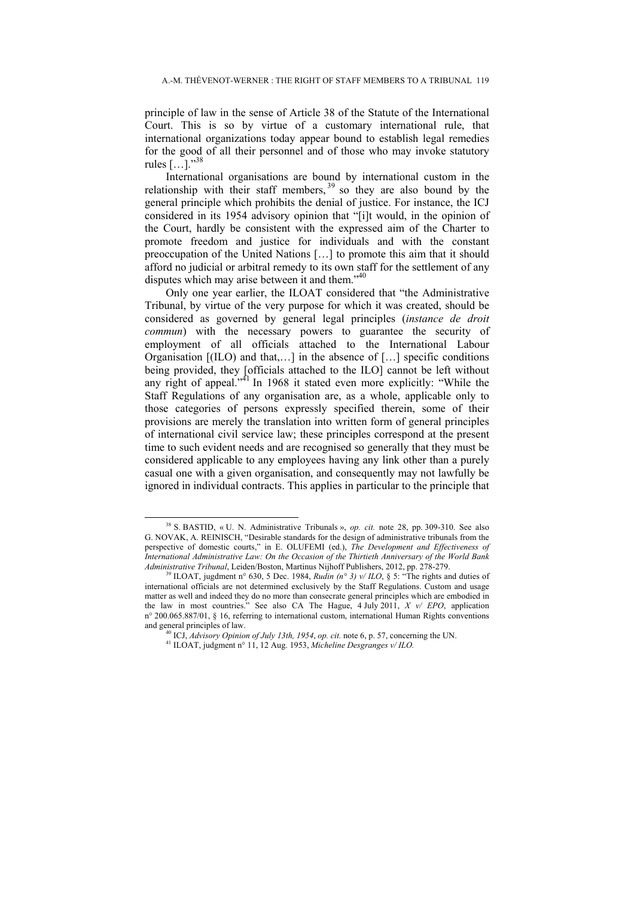principle of law in the sense of Article 38 of the Statute of the International Court. This is so by virtue of a customary international rule, that international organizations today appear bound to establish legal remedies for the good of all their personnel and of those who may invoke statutory rules […]."[38]

International organisations are bound by international custom in the relationship with their staff members,[39] so they are also bound by the general principle which prohibits the denial of justice. For instance, the ICJ considered in its 1954 advisory opinion that "[i]t would, in the opinion of the Court, hardly be consistent with the expressed aim of the Charter to promote freedom and justice for individuals and with the constant preoccupation of the United Nations […] to promote this aim that it should afford no judicial or arbitral remedy to its own staff for the settlement of any disputes which may arise between it and them."[40]

Only one year earlier, the ILOAT considered that "the Administrative Tribunal, by virtue of the very purpose for which it was created, should be considered as governed by general legal principles (*instance de droit commun*) with the necessary powers to guarantee the security of employment of all officials attached to the International Labour Organisation [(ILO) and that,…] in the absence of […] specific conditions being provided, they [officials attached to the ILO] cannot be left without any right of appeal."[41] In 1968 it stated even more explicitly: "While the Staff Regulations of any organisation are, as a whole, applicable only to those categories of persons expressly specified therein, some of their provisions are merely the translation into written form of general principles of international civil service law; these principles correspond at the present time to such evident needs and are recognised so generally that they must be considered applicable to any employees having any link other than a purely casual one with a given organisation, and consequently may not lawfully be ignored in individual contracts. This applies in particular to the principle that

---

[38] S. BASTID, « U. N. Administrative Tribunals », *op. cit.* note 28, pp. 309-310. See also G. NOVAK, A. REINISCH, "Desirable standards for the design of administrative tribunals from the perspective of domestic courts," in E. OLUFEMI (ed.), *The Development and Effectiveness of International Administrative Law: On the Occasion of the Thirtieth Anniversary of the World Bank Administrative Tribunal*, Leiden/Boston, Martinus Nijhoff Publishers, 2012, pp. 278-279.

[39] ILOAT, jugdment n° 630, 5 Dec. 1984, *Rudin (n° 3) v/ ILO*, § 5: "The rights and duties of international officials are not determined exclusively by the Staff Regulations. Custom and usage matter as well and indeed they do no more than consecrate general principles which are embodied in the law in most countries." See also CA The Hague, 4 July 2011, *X v/ EPO*, application n° 200.065.887/01, § 16, referring to international custom, international Human Rights conventions and general principles of law.

[40] ICJ, *Advisory Opinion of July 13th, 1954*, *op. cit.* note 6, p. 57, concerning the UN.

[41] ILOAT, judgment n° 11, 12 Aug. 1953, *Micheline Desgranges v/ ILO.*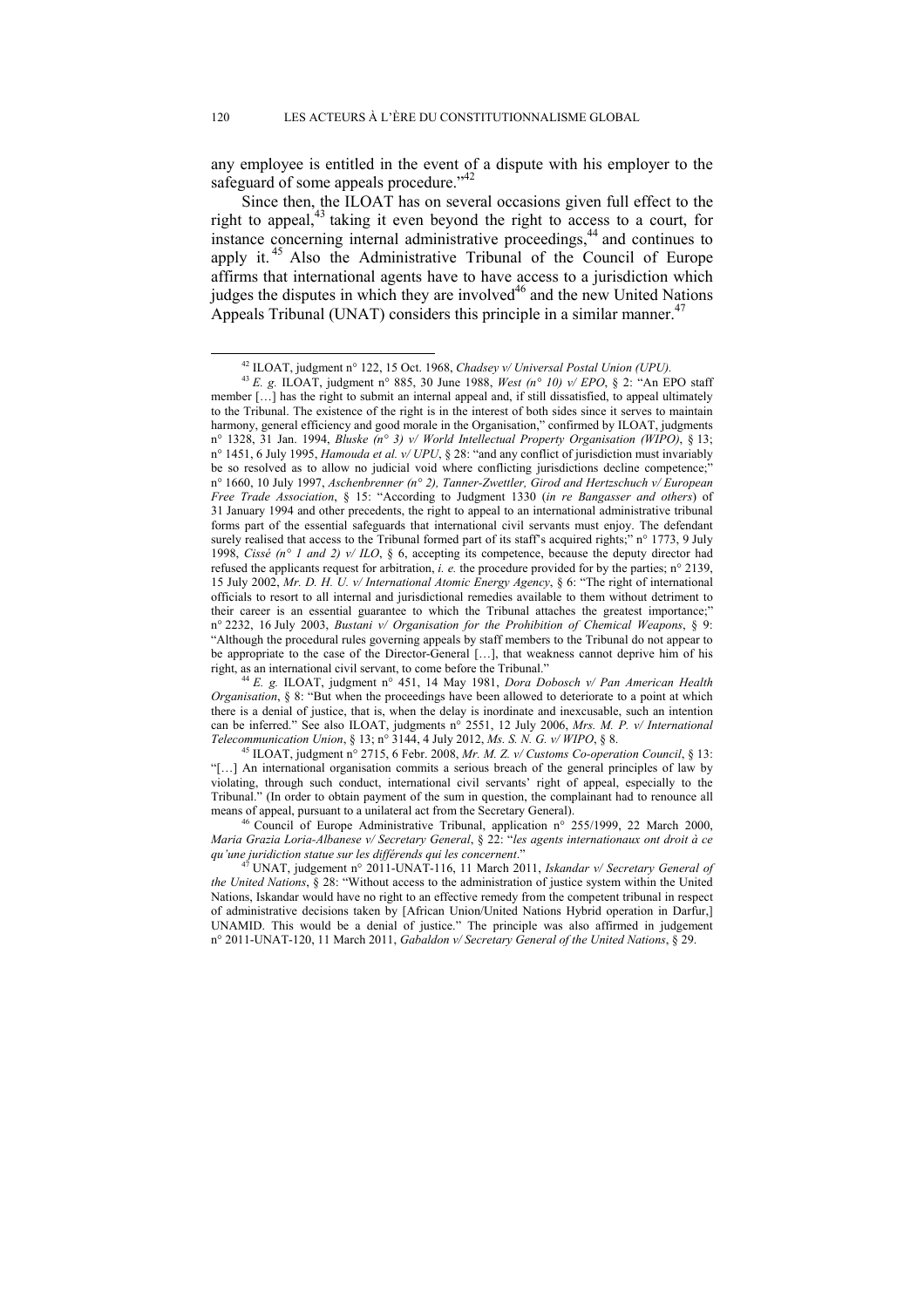any employee is entitled in the event of a dispute with his employer to the safeguard of some appeals procedure."[42]

Since then, the ILOAT has on several occasions given full effect to the right to appeal,[43] taking it even beyond the right to access to a court, for instance concerning internal administrative proceedings,[44] and continues to apply it.[45] Also the Administrative Tribunal of the Council of Europe affirms that international agents have to have access to a jurisdiction which judges the disputes in which they are involved[46] and the new United Nations Appeals Tribunal (UNAT) considers this principle in a similar manner.[47]

---

[42] ILOAT, judgment n° 122, 15 Oct. 1968, *Chadsey v/ Universal Postal Union (UPU).*

[43] *E. g.* ILOAT, judgment n° 885, 30 June 1988, *West (n° 10) v/ EPO*, § 2: "An EPO staff member […] has the right to submit an internal appeal and, if still dissatisfied, to appeal ultimately to the Tribunal. The existence of the right is in the interest of both sides since it serves to maintain harmony, general efficiency and good morale in the Organisation," confirmed by ILOAT, judgments n° 1328, 31 Jan. 1994, *Bluske (n° 3) v/ World Intellectual Property Organisation (WIPO)*, § 13; n° 1451, 6 July 1995, *Hamouda et al. v/ UPU*, § 28: "and any conflict of jurisdiction must invariably be so resolved as to allow no judicial void where conflicting jurisdictions decline competence;" n° 1660, 10 July 1997, *Aschenbrenner (n° 2), Tanner-Zwettler, Girod and Hertzschuch v/ European Free Trade Association*, § 15: "According to Judgment 1330 (*in re Bangasser and others*) of 31 January 1994 and other precedents, the right to appeal to an international administrative tribunal forms part of the essential safeguards that international civil servants must enjoy. The defendant surely realised that access to the Tribunal formed part of its staff's acquired rights;" n° 1773, 9 July 1998, *Cissé (n° 1 and 2) v/ ILO*, § 6, accepting its competence, because the deputy director had refused the applicants request for arbitration, *i. e.* the procedure provided for by the parties; n° 2139, 15 July 2002, *Mr. D. H. U. v/ International Atomic Energy Agency*, § 6: "The right of international officials to resort to all internal and jurisdictional remedies available to them without detriment to their career is an essential guarantee to which the Tribunal attaches the greatest importance;" n° 2232, 16 July 2003, *Bustani v/ Organisation for the Prohibition of Chemical Weapons*, § 9: "Although the procedural rules governing appeals by staff members to the Tribunal do not appear to be appropriate to the case of the Director-General […], that weakness cannot deprive him of his right, as an international civil servant, to come before the Tribunal."

[44] *E. g.* ILOAT, judgment n° 451, 14 May 1981, *Dora Dobosch v/ Pan American Health Organisation*, § 8: "But when the proceedings have been allowed to deteriorate to a point at which there is a denial of justice, that is, when the delay is inordinate and inexcusable, such an intention can be inferred." See also ILOAT, judgments n° 2551, 12 July 2006, *Mrs. M. P. v/ International Telecommunication Union*, § 13; n° 3144, 4 July 2012, *Ms. S. N. G. v/ WIPO*, § 8.

[45] ILOAT, judgment n° 2715, 6 Febr. 2008, *Mr. M. Z. v/ Customs Co-operation Council*, § 13: "[…] An international organisation commits a serious breach of the general principles of law by violating, through such conduct, international civil servants' right of appeal, especially to the Tribunal." (In order to obtain payment of the sum in question, the complainant had to renounce all means of appeal, pursuant to a unilateral act from the Secretary General).

[46] Council of Europe Administrative Tribunal, application n° 255/1999, 22 March 2000, *Maria Grazia Loria-Albanese v/ Secretary General*, § 22: "*les agents internationaux ont droit à ce qu'une juridiction statue sur les différends qui les concernent*."

[47] UNAT, judgement n° 2011-UNAT-116, 11 March 2011, *Iskandar v/ Secretary General of the United Nations*, § 28: "Without access to the administration of justice system within the United Nations, Iskandar would have no right to an effective remedy from the competent tribunal in respect of administrative decisions taken by [African Union/United Nations Hybrid operation in Darfur,] UNAMID. This would be a denial of justice." The principle was also affirmed in judgement n° 2011-UNAT-120, 11 March 2011, *Gabaldon v/ Secretary General of the United Nations*, § 29.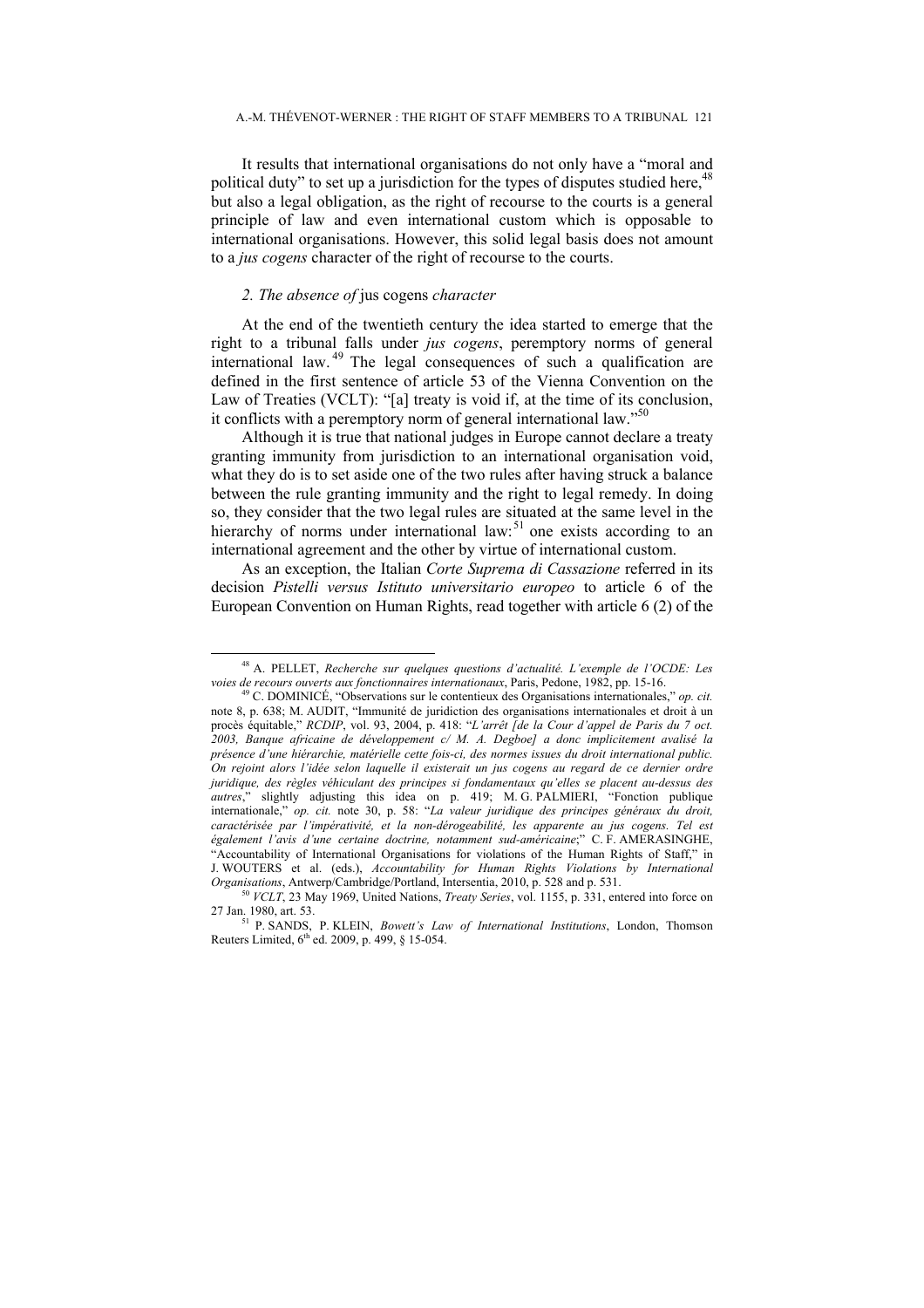It results that international organisations do not only have a "moral and political duty" to set up a jurisdiction for the types of disputes studied here,[48] but also a legal obligation, as the right of recourse to the courts is a general principle of law and even international custom which is opposable to international organisations. However, this solid legal basis does not amount to a *jus cogens* character of the right of recourse to the courts.

### *2. The absence of* jus cogens *character*

At the end of the twentieth century the idea started to emerge that the right to a tribunal falls under *jus cogens*, peremptory norms of general international law.[49] The legal consequences of such a qualification are defined in the first sentence of article 53 of the Vienna Convention on the Law of Treaties (VCLT): "[a] treaty is void if, at the time of its conclusion, it conflicts with a peremptory norm of general international law."[50]

Although it is true that national judges in Europe cannot declare a treaty granting immunity from jurisdiction to an international organisation void, what they do is to set aside one of the two rules after having struck a balance between the rule granting immunity and the right to legal remedy. In doing so, they consider that the two legal rules are situated at the same level in the hierarchy of norms under international law:[51] one exists according to an international agreement and the other by virtue of international custom.

As an exception, the Italian *Corte Suprema di Cassazione* referred in its decision *Pistelli versus Istituto universitario europeo* to article 6 of the European Convention on Human Rights, read together with article 6 (2) of the

---

[48] A. PELLET, *Recherche sur quelques questions d'actualité. L'exemple de l'OCDE: Les voies de recours ouverts aux fonctionnaires internationaux*, Paris, Pedone, 1982, pp. 15-16.

[49] C. DOMINICÉ, "Observations sur le contentieux des Organisations internationales," *op. cit.* note 8, p. 638; M. AUDIT, "Immunité de juridiction des organisations internationales et droit à un procès équitable," *RCDIP*, vol. 93, 2004, p. 418: "*L'arrêt [de la Cour d'appel de Paris du 7 oct. 2003, Banque africaine de développement c/ M. A. Degboe] a donc implicitement avalisé la présence d'une hiérarchie, matérielle cette fois-ci, des normes issues du droit international public. On rejoint alors l'idée selon laquelle il existerait un jus cogens au regard de ce dernier ordre juridique, des règles véhiculant des principes si fondamentaux qu'elles se placent au-dessus des autres*," slightly adjusting this idea on p. 419; M. G. PALMIERI, "Fonction publique internationale," *op. cit.* note 30, p. 58: "*La valeur juridique des principes généraux du droit, caractérisée par l'impérativité, et la non-dérogeabilité, les apparente au jus cogens. Tel est également l'avis d'une certaine doctrine, notamment sud-américaine*;" C. F. AMERASINGHE, "Accountability of International Organisations for violations of the Human Rights of Staff," in J. WOUTERS et al. (eds.), *Accountability for Human Rights Violations by International Organisations*, Antwerp/Cambridge/Portland, Intersentia, 2010, p. 528 and p. 531.

[50] *VCLT*, 23 May 1969, United Nations, *Treaty Series*, vol. 1155, p. 331, entered into force on 27 Jan. 1980, art. 53.

[51] P. SANDS, P. KLEIN, *Bowett's Law of International Institutions*, London, Thomson Reuters Limited, 6th ed. 2009, p. 499, § 15-054.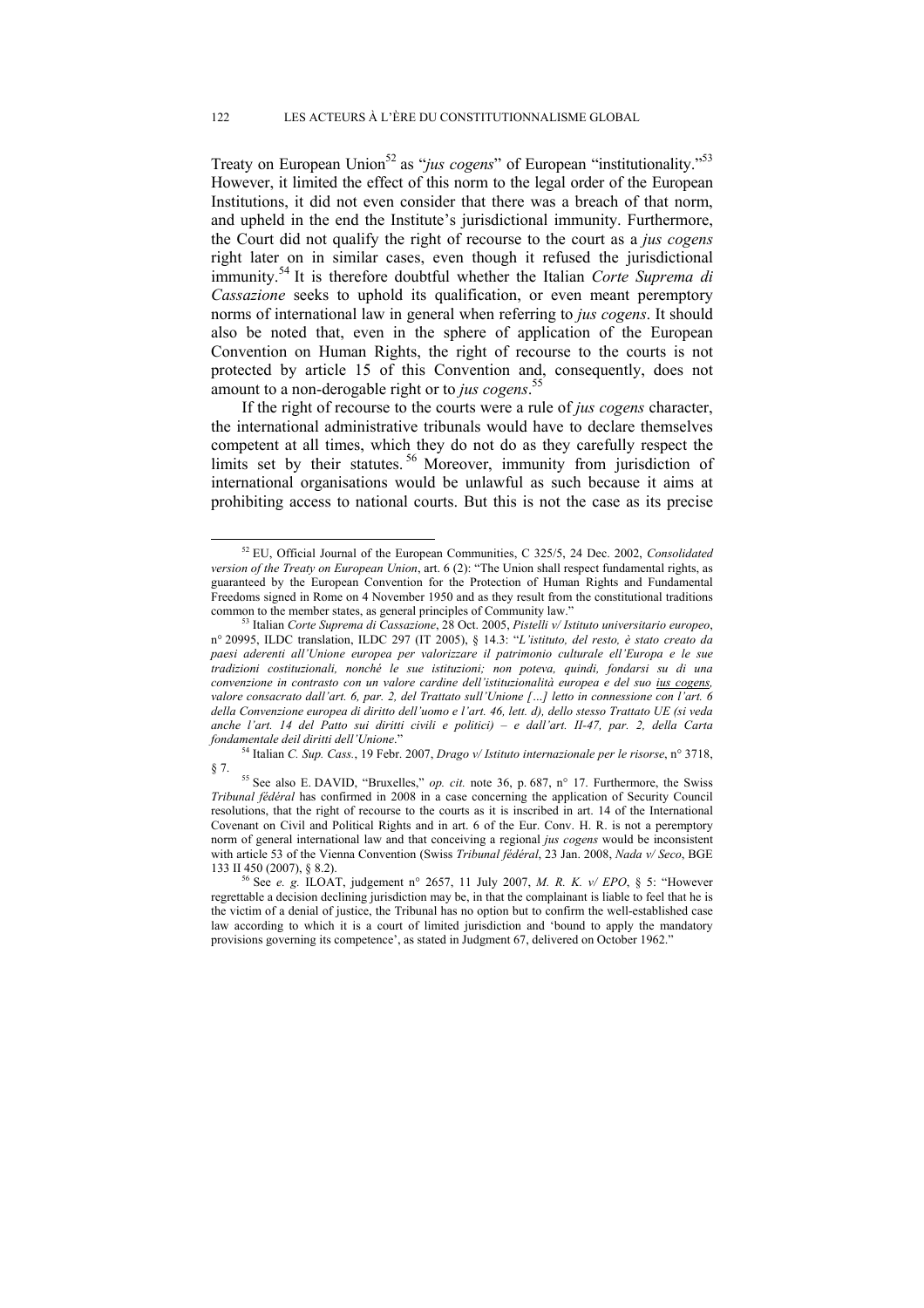Treaty on European Union[52] as "*jus cogens*" of European "institutionality."[53] However, it limited the effect of this norm to the legal order of the European Institutions, it did not even consider that there was a breach of that norm, and upheld in the end the Institute's jurisdictional immunity. Furthermore, the Court did not qualify the right of recourse to the court as a *jus cogens* right later on in similar cases, even though it refused the jurisdictional immunity.[54] It is therefore doubtful whether the Italian *Corte Suprema di Cassazione* seeks to uphold its qualification, or even meant peremptory norms of international law in general when referring to *jus cogens*. It should also be noted that, even in the sphere of application of the European Convention on Human Rights, the right of recourse to the courts is not protected by article 15 of this Convention and, consequently, does not amount to a non-derogable right or to *jus cogens*.[55]

If the right of recourse to the courts were a rule of *jus cogens* character, the international administrative tribunals would have to declare themselves competent at all times, which they do not do as they carefully respect the limits set by their statutes.[56] Moreover, immunity from jurisdiction of international organisations would be unlawful as such because it aims at prohibiting access to national courts. But this is not the case as its precise

---

[52] EU, Official Journal of the European Communities, C 325/5, 24 Dec. 2002, *Consolidated version of the Treaty on European Union*, art. 6 (2): "The Union shall respect fundamental rights, as guaranteed by the European Convention for the Protection of Human Rights and Fundamental Freedoms signed in Rome on 4 November 1950 and as they result from the constitutional traditions common to the member states, as general principles of Community law."

[53] Italian *Corte Suprema di Cassazione*, 28 Oct. 2005, *Pistelli v/ Istituto universitario europeo*, n° 20995, ILDC translation, ILDC 297 (IT 2005), § 14.3: "*L'istituto, del resto, è stato creato da paesi aderenti all'Unione europea per valorizzare il patrimonio culturale ell'Europa e le sue tradizioni costituzionali, nonché le sue istituzioni; non poteva, quindi, fondarsi su di una convenzione in contrasto con un valore cardine dell'istituzionalità europea e del suo ius cogens, valore consacrato dall'art. 6, par. 2, del Trattato sull'Unione […] letto in connessione con l'art. 6 della Convenzione europea di diritto dell'uomo e l'art. 46, lett. d), dello stesso Trattato UE (si veda anche l'art. 14 del Patto sui diritti civili e politici) – e dall'art. II-47, par. 2, della Carta fondamentale deil diritti dell'Unione*."

[54] Italian *C. Sup. Cass.*, 19 Febr. 2007, *Drago v/ Istituto internazionale per le risorse*, n° 3718, § 7.

[55] See also E. DAVID, "Bruxelles," *op. cit.* note 36, p. 687, n° 17. Furthermore, the Swiss *Tribunal fédéral* has confirmed in 2008 in a case concerning the application of Security Council resolutions, that the right of recourse to the courts as it is inscribed in art. 14 of the International Covenant on Civil and Political Rights and in art. 6 of the Eur. Conv. H. R. is not a peremptory norm of general international law and that conceiving a regional *jus cogens* would be inconsistent with article 53 of the Vienna Convention (Swiss *Tribunal fédéral*, 23 Jan. 2008, *Nada v/ Seco*, BGE 133 II 450 (2007), § 8.2).

[56] See *e. g.* ILOAT, judgement n° 2657, 11 July 2007, *M. R. K. v/ EPO*, § 5: "However regrettable a decision declining jurisdiction may be, in that the complainant is liable to feel that he is the victim of a denial of justice, the Tribunal has no option but to confirm the well-established case law according to which it is a court of limited jurisdiction and 'bound to apply the mandatory provisions governing its competence', as stated in Judgment 67, delivered on October 1962."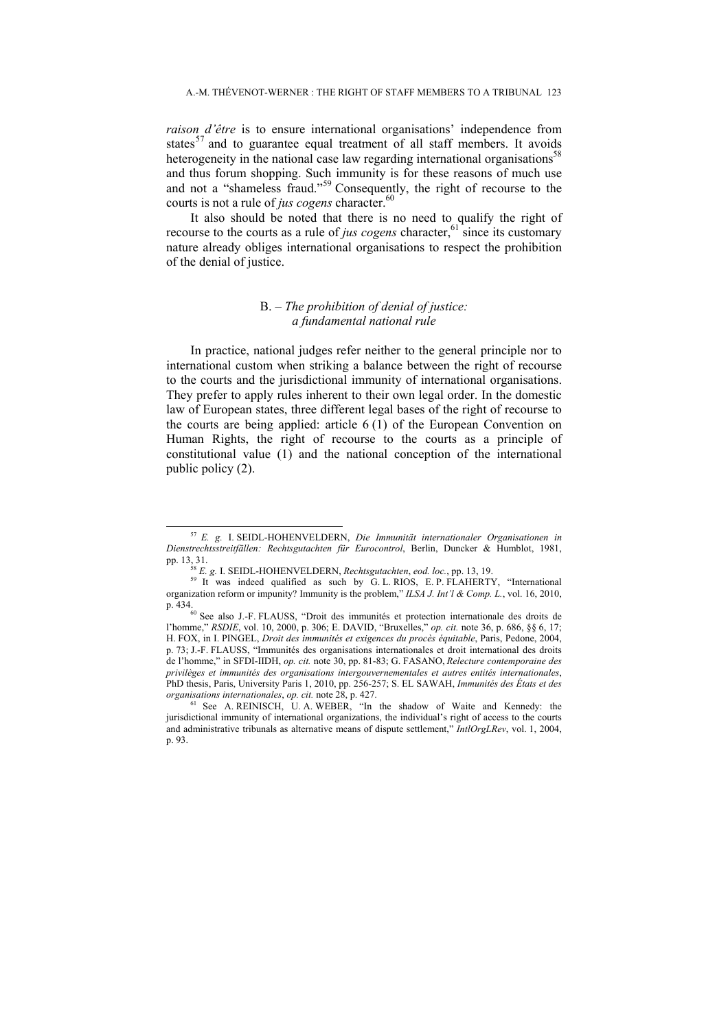*raison d'être* is to ensure international organisations' independence from states[57] and to guarantee equal treatment of all staff members. It avoids heterogeneity in the national case law regarding international organisations[58] and thus forum shopping. Such immunity is for these reasons of much use and not a "shameless fraud."[59] Consequently, the right of recourse to the courts is not a rule of *jus cogens* character.[60]

It also should be noted that there is no need to qualify the right of recourse to the courts as a rule of *jus cogens* character,[61] since its customary nature already obliges international organisations to respect the prohibition of the denial of justice.

### B. – *The prohibition of denial of justice: a fundamental national rule*

In practice, national judges refer neither to the general principle nor to international custom when striking a balance between the right of recourse to the courts and the jurisdictional immunity of international organisations. They prefer to apply rules inherent to their own legal order. In the domestic law of European states, three different legal bases of the right of recourse to the courts are being applied: article 6 (1) of the European Convention on Human Rights, the right of recourse to the courts as a principle of constitutional value (1) and the national conception of the international public policy (2).

---

[57] *E. g.* I. SEIDL-HOHENVELDERN, *Die Immunität internationaler Organisationen in Dienstrechtsstreitfällen: Rechtsgutachten für Eurocontrol*, Berlin, Duncker & Humblot, 1981, pp. 13, 31.

[58] *E. g.* I. SEIDL-HOHENVELDERN, *Rechtsgutachten*, *eod. loc.*, pp. 13, 19.

[59] It was indeed qualified as such by G. L. RIOS, E. P. FLAHERTY, "International organization reform or impunity? Immunity is the problem," *ILSA J. Int'l & Comp. L.*, vol. 16, 2010, p. 434.

[60] See also J.-F. FLAUSS, "Droit des immunités et protection internationale des droits de l'homme," *RSDIE*, vol. 10, 2000, p. 306; E. DAVID, "Bruxelles," *op. cit.* note 36, p. 686, §§ 6, 17; H. FOX, in I. PINGEL, *Droit des immunités et exigences du procès équitable*, Paris, Pedone, 2004, p. 73; J.-F. FLAUSS, "Immunités des organisations internationales et droit international des droits de l'homme," in SFDI-IIDH, *op. cit.* note 30, pp. 81-83; G. FASANO, *Relecture contemporaine des privilèges et immunités des organisations intergouvernementales et autres entités internationales*, PhD thesis, Paris, University Paris 1, 2010, pp. 256-257; S. EL SAWAH, *Immunités des États et des organisations internationales*, *op. cit.* note 28, p. 427.

[61] See A. REINISCH, U. A. WEBER, "In the shadow of Waite and Kennedy: the jurisdictional immunity of international organizations, the individual's right of access to the courts and administrative tribunals as alternative means of dispute settlement," *IntlOrgLRev*, vol. 1, 2004, p. 93.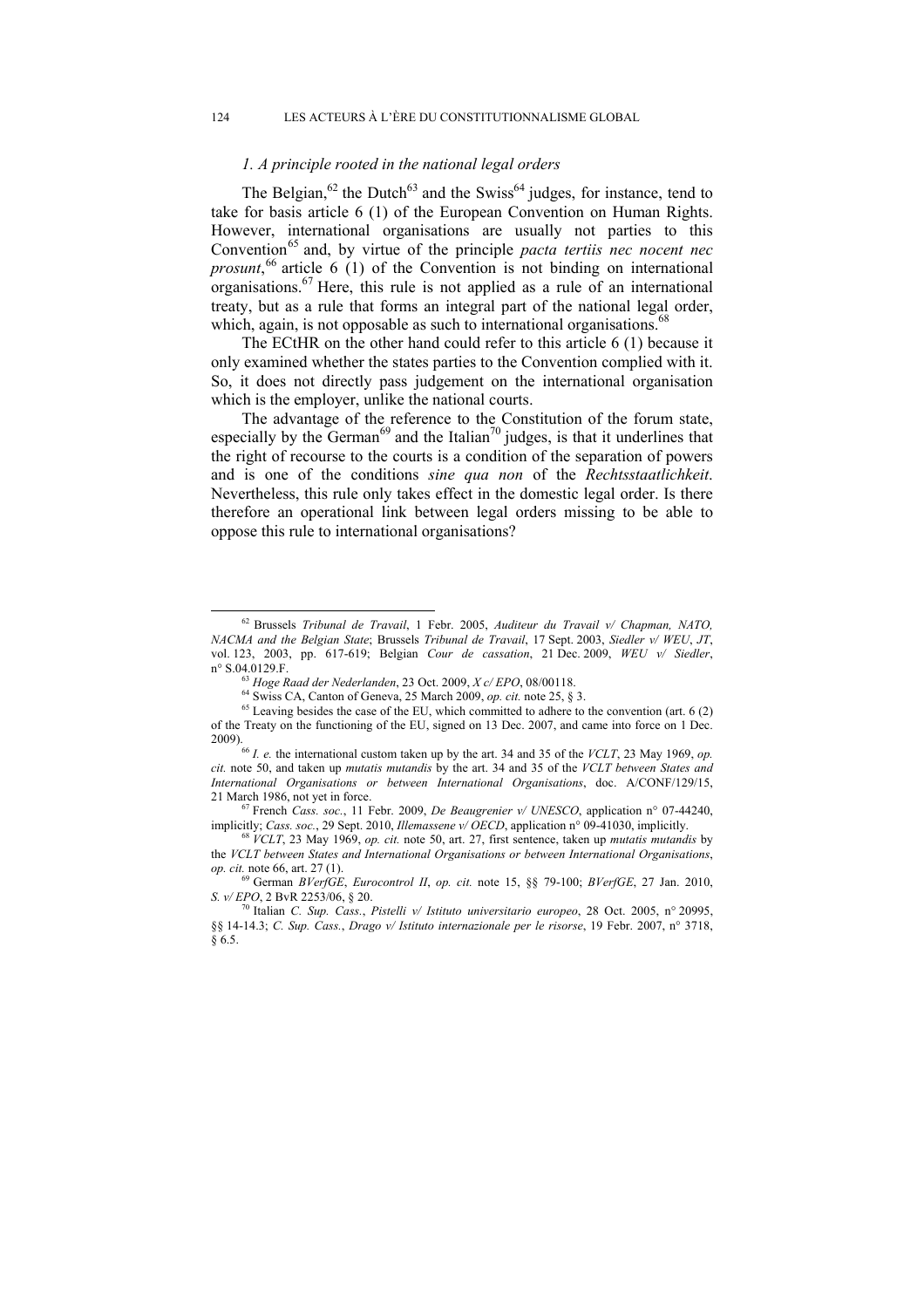### *1. A principle rooted in the national legal orders*

The Belgian,[62] the Dutch[63] and the Swiss[64] judges, for instance, tend to take for basis article 6 (1) of the European Convention on Human Rights. However, international organisations are usually not parties to this Convention[65] and, by virtue of the principle *pacta tertiis nec nocent nec prosunt*,[66] article 6 (1) of the Convention is not binding on international organisations.[67] Here, this rule is not applied as a rule of an international treaty, but as a rule that forms an integral part of the national legal order, which, again, is not opposable as such to international organisations.[68]

The ECtHR on the other hand could refer to this article 6 (1) because it only examined whether the states parties to the Convention complied with it. So, it does not directly pass judgement on the international organisation which is the employer, unlike the national courts.

The advantage of the reference to the Constitution of the forum state, especially by the German[69] and the Italian[70] judges, is that it underlines that the right of recourse to the courts is a condition of the separation of powers and is one of the conditions *sine qua non* of the *Rechtsstaatlichkeit*. Nevertheless, this rule only takes effect in the domestic legal order. Is there therefore an operational link between legal orders missing to be able to oppose this rule to international organisations?

---

[62] Brussels *Tribunal de Travail*, 1 Febr. 2005, *Auditeur du Travail v/ Chapman, NATO, NACMA and the Belgian State*; Brussels *Tribunal de Travail*, 17 Sept. 2003, *Siedler v/ WEU*, *JT*, vol. 123, 2003, pp. 617-619; Belgian *Cour de cassation*, 21 Dec. 2009, *WEU v/ Siedler*, n° S.04.0129.F.

[63] *Hoge Raad der Nederlanden*, 23 Oct. 2009, *X c/ EPO*, 08/00118.

[64] Swiss CA, Canton of Geneva, 25 March 2009, *op. cit.* note 25, § 3.

[65] Leaving besides the case of the EU, which committed to adhere to the convention (art. 6 (2) of the Treaty on the functioning of the EU, signed on 13 Dec. 2007, and came into force on 1 Dec. 2009).

[66] *I. e.* the international custom taken up by the art. 34 and 35 of the *VCLT*, 23 May 1969, *op. cit.* note 50, and taken up *mutatis mutandis* by the art. 34 and 35 of the *VCLT between States and International Organisations or between International Organisations*, doc. A/CONF/129/15, 21 March 1986, not yet in force.

[67] French *Cass. soc.*, 11 Febr. 2009, *De Beaugrenier v/ UNESCO*, application n° 07-44240, implicitly; *Cass. soc.*, 29 Sept. 2010, *Illemassene v/ OECD*, application n° 09-41030, implicitly.

[68] *VCLT*, 23 May 1969, *op. cit.* note 50, art. 27, first sentence, taken up *mutatis mutandis* by the *VCLT between States and International Organisations or between International Organisations*, *op. cit.* note 66, art. 27 (1).

[69] German *BVerfGE*, *Eurocontrol II*, *op. cit.* note 15, §§ 79-100; *BVerfGE*, 27 Jan. 2010, *S. v/ EPO*, 2 BvR 2253/06, § 20.

[70] Italian *C. Sup. Cass.*, *Pistelli v/ Istituto universitario europeo*, 28 Oct. 2005, n° 20995, §§ 14-14.3; *C. Sup. Cass.*, *Drago v/ Istituto internazionale per le risorse*, 19 Febr. 2007, n° 3718, § 6.5.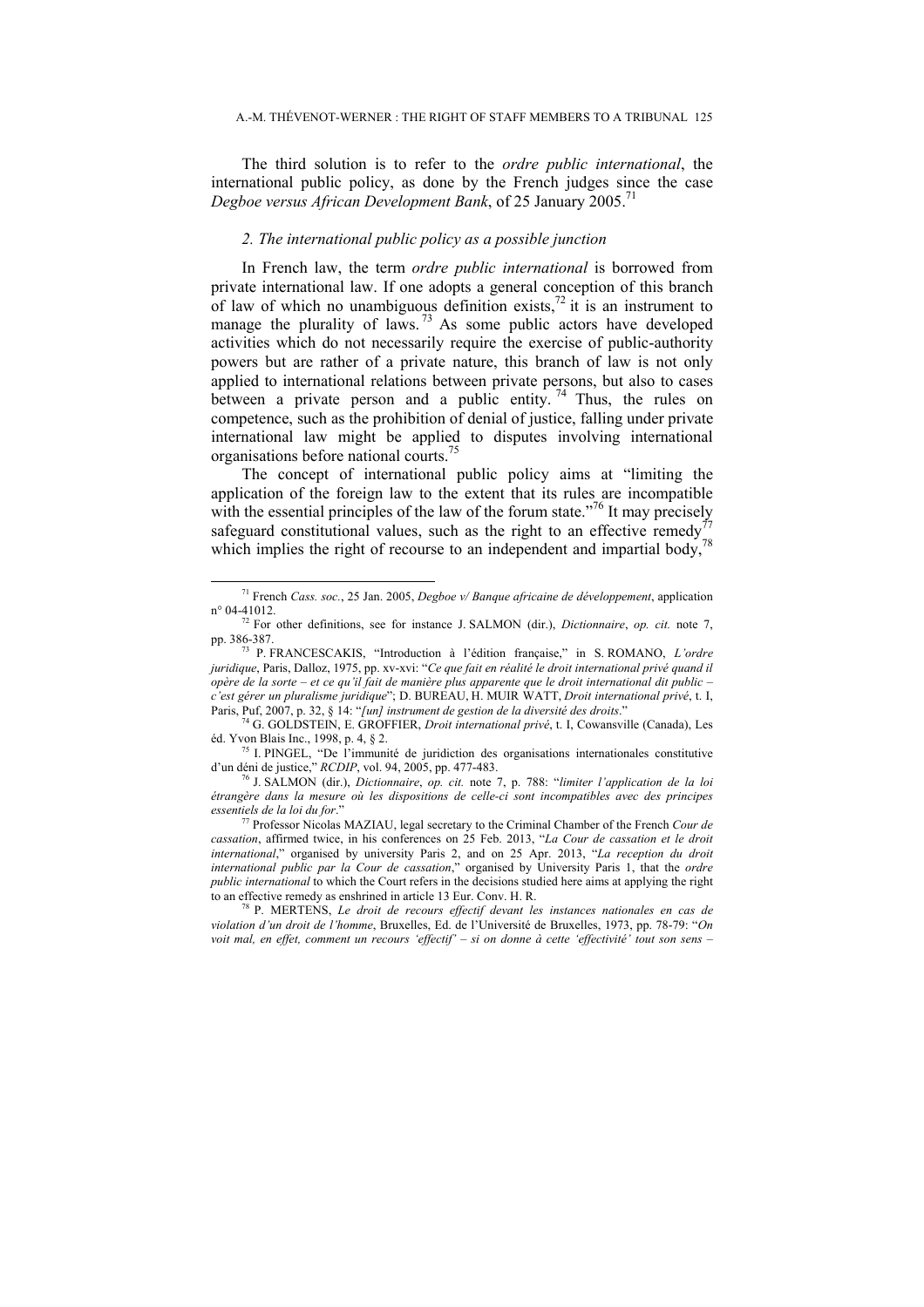The third solution is to refer to the *ordre public international*, the international public policy, as done by the French judges since the case *Degboe versus African Development Bank*, of 25 January 2005.[71]

### *2. The international public policy as a possible junction*

In French law, the term *ordre public international* is borrowed from private international law. If one adopts a general conception of this branch of law of which no unambiguous definition exists,[72] it is an instrument to manage the plurality of laws.[73] As some public actors have developed activities which do not necessarily require the exercise of public-authority powers but are rather of a private nature, this branch of law is not only applied to international relations between private persons, but also to cases between a private person and a public entity.[74] Thus, the rules on competence, such as the prohibition of denial of justice, falling under private international law might be applied to disputes involving international organisations before national courts.[75]

The concept of international public policy aims at "limiting the application of the foreign law to the extent that its rules are incompatible with the essential principles of the law of the forum state."[76] It may precisely safeguard constitutional values, such as the right to an effective remedy[77] which implies the right of recourse to an independent and impartial body,[78]

---

[71] French *Cass. soc.*, 25 Jan. 2005, *Degboe v/ Banque africaine de développement*, application n° 04-41012.

[72] For other definitions, see for instance J. SALMON (dir.), *Dictionnaire*, *op. cit.* note 7, pp. 386-387.

[73] P. FRANCESCAKIS, "Introduction à l'édition française," in S. ROMANO, *L'ordre juridique*, Paris, Dalloz, 1975, pp. xv-xvi: "*Ce que fait en réalité le droit international privé quand il opère de la sorte – et ce qu'il fait de manière plus apparente que le droit international dit public – c'est gérer un pluralisme juridique*"; D. BUREAU, H. MUIR WATT, *Droit international privé*, t. I, Paris, Puf, 2007, p. 32, § 14: "*[un] instrument de gestion de la diversité des droits*."

[74] G. GOLDSTEIN, E. GROFFIER, *Droit international privé*, t. I, Cowansville (Canada), Les éd. Yvon Blais Inc., 1998, p. 4, § 2.

[75] I. PINGEL, "De l'immunité de juridiction des organisations internationales constitutive d'un déni de justice," *RCDIP*, vol. 94, 2005, pp. 477-483.

[76] J. SALMON (dir.), *Dictionnaire*, *op. cit.* note 7, p. 788: "*limiter l'application de la loi étrangère dans la mesure où les dispositions de celle-ci sont incompatibles avec des principes essentiels de la loi du for*."

[77] Professor Nicolas MAZIAU, legal secretary to the Criminal Chamber of the French *Cour de cassation*, affirmed twice, in his conferences on 25 Feb. 2013, "*La Cour de cassation et le droit international*," organised by university Paris 2, and on 25 Apr. 2013, "*La reception du droit international public par la Cour de cassation*," organised by University Paris 1, that the *ordre public international* to which the Court refers in the decisions studied here aims at applying the right to an effective remedy as enshrined in article 13 Eur. Conv. H. R.

[78] P. MERTENS, *Le droit de recours effectif devant les instances nationales en cas de violation d'un droit de l'homme*, Bruxelles, Ed. de l'Université de Bruxelles, 1973, pp. 78-79: "*On voit mal, en effet, comment un recours 'effectif' – si on donne à cette 'effectivité' tout son sens –*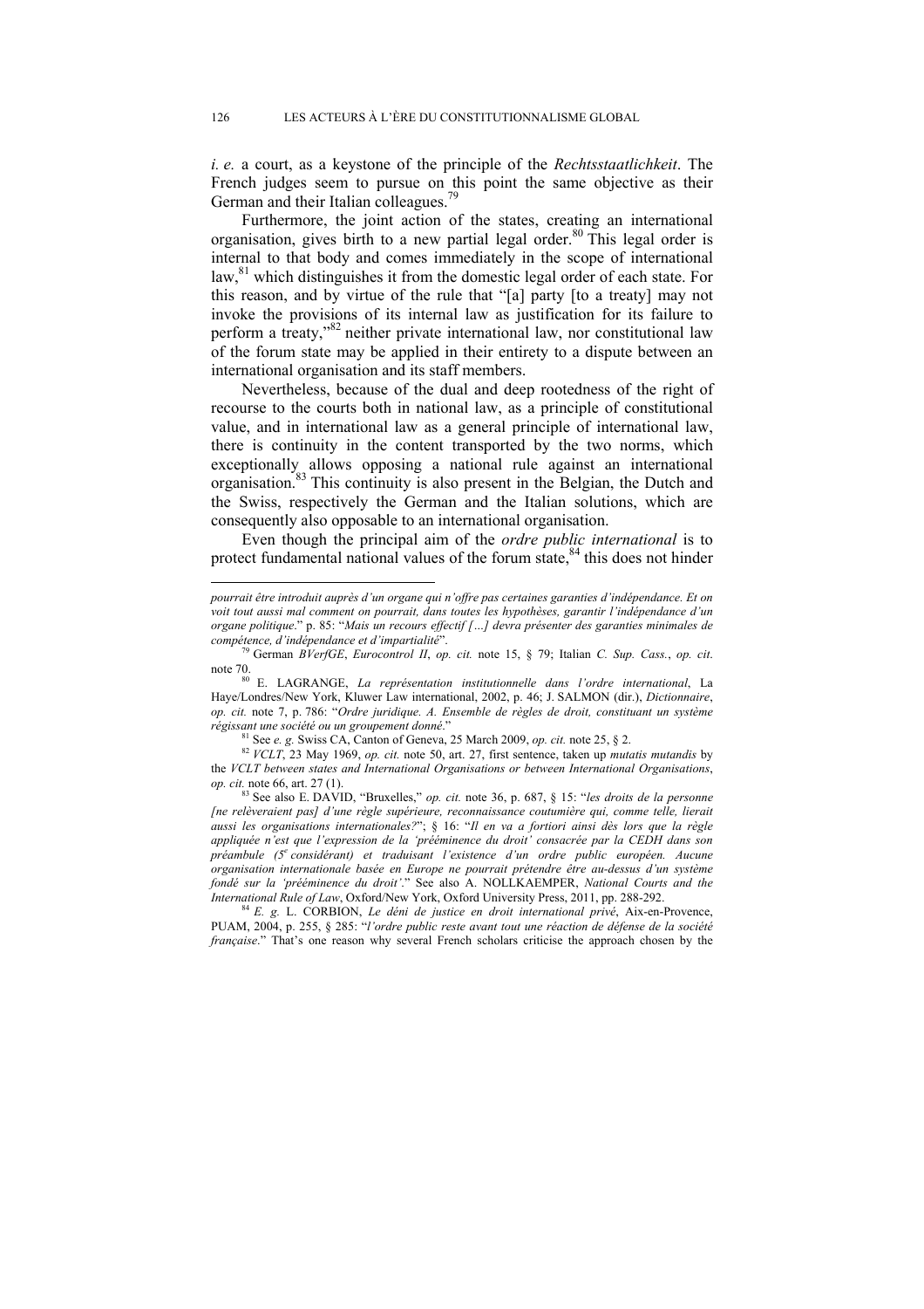*i. e.* a court, as a keystone of the principle of the *Rechtsstaatlichkeit*. The French judges seem to pursue on this point the same objective as their German and their Italian colleagues.[79]

Furthermore, the joint action of the states, creating an international organisation, gives birth to a new partial legal order.[80] This legal order is internal to that body and comes immediately in the scope of international law,[81] which distinguishes it from the domestic legal order of each state. For this reason, and by virtue of the rule that "[a] party [to a treaty] may not invoke the provisions of its internal law as justification for its failure to perform a treaty,"[82] neither private international law, nor constitutional law of the forum state may be applied in their entirety to a dispute between an international organisation and its staff members.

Nevertheless, because of the dual and deep rootedness of the right of recourse to the courts both in national law, as a principle of constitutional value, and in international law as a general principle of international law, there is continuity in the content transported by the two norms, which exceptionally allows opposing a national rule against an international organisation.[83] This continuity is also present in the Belgian, the Dutch and the Swiss, respectively the German and the Italian solutions, which are consequently also opposable to an international organisation.

Even though the principal aim of the *ordre public international* is to protect fundamental national values of the forum state,[84] this does not hinder

---

*pourrait être introduit auprès d'un organe qui n'offre pas certaines garanties d'indépendance. Et on voit tout aussi mal comment on pourrait, dans toutes les hypothèses, garantir l'indépendance d'un organe politique*." p. 85: "*Mais un recours effectif […] devra présenter des garanties minimales de compétence, d'indépendance et d'impartialité*".

[79] German *BVerfGE*, *Eurocontrol II*, *op. cit.* note 15, § 79; Italian *C. Sup. Cass.*, *op. cit.* note 70.

[80] E. LAGRANGE, *La représentation institutionnelle dans l'ordre international*, La Haye/Londres/New York, Kluwer Law international, 2002, p. 46; J. SALMON (dir.), *Dictionnaire*, *op. cit.* note 7, p. 786: "*Ordre juridique. A. Ensemble de règles de droit, constituant un système régissant une société ou un groupement donné*."

[81] See *e. g.* Swiss CA, Canton of Geneva, 25 March 2009, *op. cit.* note 25, § 2.

[82] *VCLT*, 23 May 1969, *op. cit.* note 50, art. 27, first sentence, taken up *mutatis mutandis* by the *VCLT between states and International Organisations or between International Organisations*, *op. cit.* note 66, art. 27 (1).

[83] See also E. DAVID, "Bruxelles," *op. cit.* note 36, p. 687, § 15: "*les droits de la personne [ne relèveraient pas] d'une règle supérieure, reconnaissance coutumière qui, comme telle, lierait aussi les organisations internationales?*"; § 16: "*Il en va a fortiori ainsi dès lors que la règle appliquée n'est que l'expression de la 'prééminence du droit' consacrée par la CEDH dans son préambule (5e considérant) et traduisant l'existence d'un ordre public européen. Aucune organisation internationale basée en Europe ne pourrait prétendre être au-dessus d'un système fondé sur la 'prééminence du droit'.*" See also A. NOLLKAEMPER, *National Courts and the International Rule of Law*, Oxford/New York, Oxford University Press, 2011, pp. 288-292.

[84] *E. g.* L. CORBION, *Le déni de justice en droit international privé*, Aix-en-Provence, PUAM, 2004, p. 255, § 285: "*l'ordre public reste avant tout une réaction de défense de la société française*." That's one reason why several French scholars criticise the approach chosen by the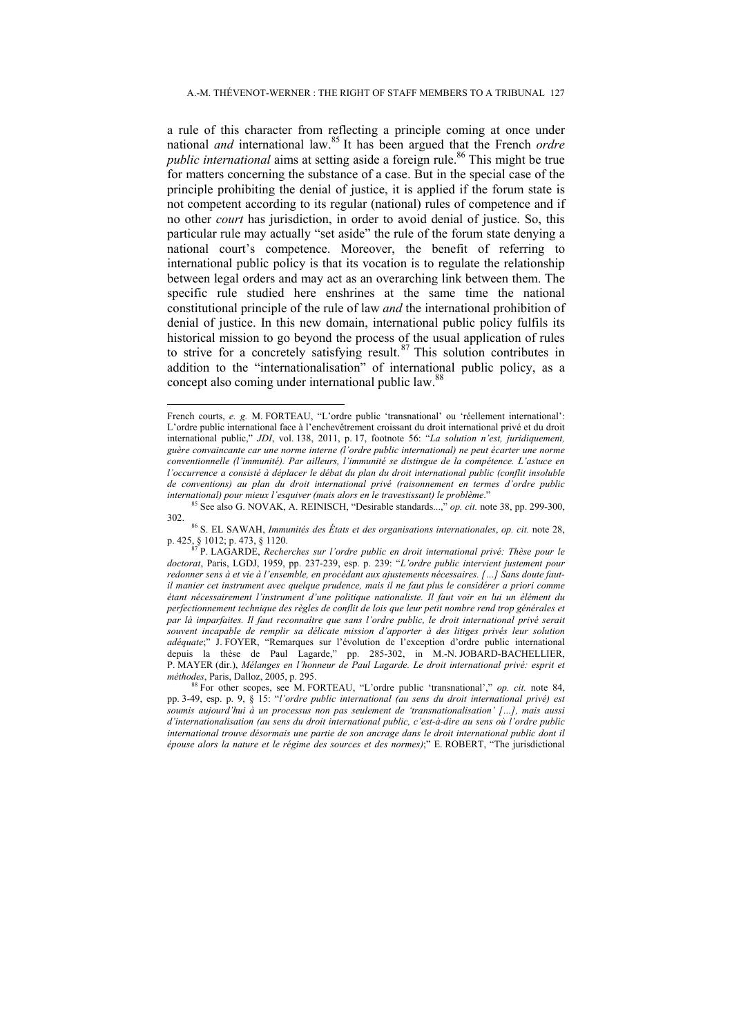a rule of this character from reflecting a principle coming at once under national *and* international law.[85] It has been argued that the French *ordre public international* aims at setting aside a foreign rule.[86] This might be true for matters concerning the substance of a case. But in the special case of the principle prohibiting the denial of justice, it is applied if the forum state is not competent according to its regular (national) rules of competence and if no other *court* has jurisdiction, in order to avoid denial of justice. So, this particular rule may actually "set aside" the rule of the forum state denying a national court's competence. Moreover, the benefit of referring to international public policy is that its vocation is to regulate the relationship between legal orders and may act as an overarching link between them. The specific rule studied here enshrines at the same time the national constitutional principle of the rule of law *and* the international prohibition of denial of justice. In this new domain, international public policy fulfils its historical mission to go beyond the process of the usual application of rules to strive for a concretely satisfying result.[87] This solution contributes in addition to the "internationalisation" of international public policy, as a concept also coming under international public law.[88]

---

French courts, *e. g.* M. FORTEAU, "L'ordre public 'transnational' ou 'réellement international': L'ordre public international face à l'enchevêtrement croissant du droit international privé et du droit international public," *JDI*, vol. 138, 2011, p. 17, footnote 56: "*La solution n'est, juridiquement, guère convaincante car une norme interne (l'ordre public international) ne peut écarter une norme conventionnelle (l'immunité). Par ailleurs, l'immunité se distingue de la compétence. L'astuce en l'occurrence a consisté à déplacer le débat du plan du droit international public (conflit insoluble de conventions) au plan du droit international privé (raisonnement en termes d'ordre public international) pour mieux l'esquiver (mais alors en le travestissant) le problème*."

[85] See also G. NOVAK, A. REINISCH, "Desirable standards...," *op. cit.* note 38, pp. 299-300, 302.

[86] S. EL SAWAH, *Immunités des États et des organisations internationales*, *op. cit.* note 28, p. 425, § 1012; p. 473, § 1120.

[87] P. LAGARDE, *Recherches sur l'ordre public en droit international privé: Thèse pour le doctorat*, Paris, LGDJ, 1959, pp. 237-239, esp. p. 239: "*L'ordre public intervient justement pour redonner sens à et vie à l'ensemble, en procédant aux ajustements nécessaires. […] Sans doute faut-il manier cet instrument avec quelque prudence, mais il ne faut plus le considérer a priori comme étant nécessairement l'instrument d'une politique nationaliste. Il faut voir en lui un élément du perfectionnement technique des règles de conflit de lois que leur petit nombre rend trop générales et par là imparfaites. Il faut reconnaître que sans l'ordre public, le droit international privé serait souvent incapable de remplir sa délicate mission d'apporter à des litiges privés leur solution adéquate*;" J. FOYER, "Remarques sur l'évolution de l'exception d'ordre public international depuis la thèse de Paul Lagarde," pp. 285-302, in M.-N. JOBARD-BACHELLIER, P. MAYER (dir.), *Mélanges en l'honneur de Paul Lagarde. Le droit international privé: esprit et méthodes*, Paris, Dalloz, 2005, p. 295.

[88] For other scopes, see M. FORTEAU, "L'ordre public 'transnational'," *op. cit.* note 84, pp. 3-49, esp. p. 9, § 15: "*l'ordre public international (au sens du droit international privé) est soumis aujourd'hui à un processus non pas seulement de 'transnationalisation' […], mais aussi d'internationalisation (au sens du droit international public, c'est-à-dire au sens où l'ordre public international trouve désormais une partie de son ancrage dans le droit international public dont il épouse alors la nature et le régime des sources et des normes)*;" E. ROBERT, "The jurisdictional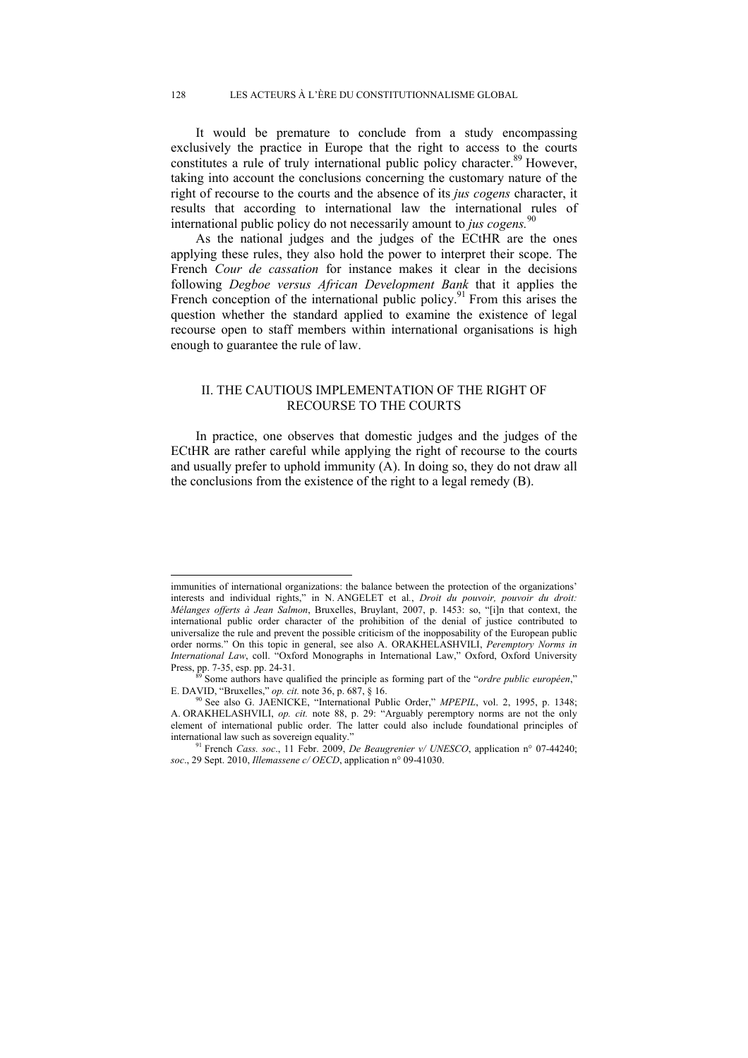It would be premature to conclude from a study encompassing exclusively the practice in Europe that the right to access to the courts constitutes a rule of truly international public policy character.[89] However, taking into account the conclusions concerning the customary nature of the right of recourse to the courts and the absence of its *jus cogens* character, it results that according to international law the international rules of international public policy do not necessarily amount to *jus cogens*.[90]

As the national judges and the judges of the ECtHR are the ones applying these rules, they also hold the power to interpret their scope. The French *Cour de cassation* for instance makes it clear in the decisions following *Degboe versus African Development Bank* that it applies the French conception of the international public policy.[91] From this arises the question whether the standard applied to examine the existence of legal recourse open to staff members within international organisations is high enough to guarantee the rule of law.

## II. THE CAUTIOUS IMPLEMENTATION OF THE RIGHT OF RECOURSE TO THE COURTS

In practice, one observes that domestic judges and the judges of the ECtHR are rather careful while applying the right of recourse to the courts and usually prefer to uphold immunity (A). In doing so, they do not draw all the conclusions from the existence of the right to a legal remedy (B).

---

immunities of international organizations: the balance between the protection of the organizations' interests and individual rights," in N. ANGELET et al., *Droit du pouvoir, pouvoir du droit: Mélanges offerts à Jean Salmon*, Bruxelles, Bruylant, 2007, p. 1453: so, "[i]n that context, the international public order character of the prohibition of the denial of justice contributed to universalize the rule and prevent the possible criticism of the inopposability of the European public order norms." On this topic in general, see also A. ORAKHELASHVILI, *Peremptory Norms in International Law*, coll. "Oxford Monographs in International Law," Oxford, Oxford University Press, pp. 7-35, esp. pp. 24-31.

[89] Some authors have qualified the principle as forming part of the "*ordre public européen*," E. DAVID, "Bruxelles," *op. cit.* note 36, p. 687, § 16.

[90] See also G. JAENICKE, "International Public Order," *MPEPIL*, vol. 2, 1995, p. 1348; A. ORAKHELASHVILI, *op. cit.* note 88, p. 29: "Arguably peremptory norms are not the only element of international public order. The latter could also include foundational principles of international law such as sovereign equality."

[91] French *Cass. soc*., 11 Febr. 2009, *De Beaugrenier v/ UNESCO*, application n° 07-44240; *soc*., 29 Sept. 2010, *Illemassene c/ OECD*, application n° 09-41030.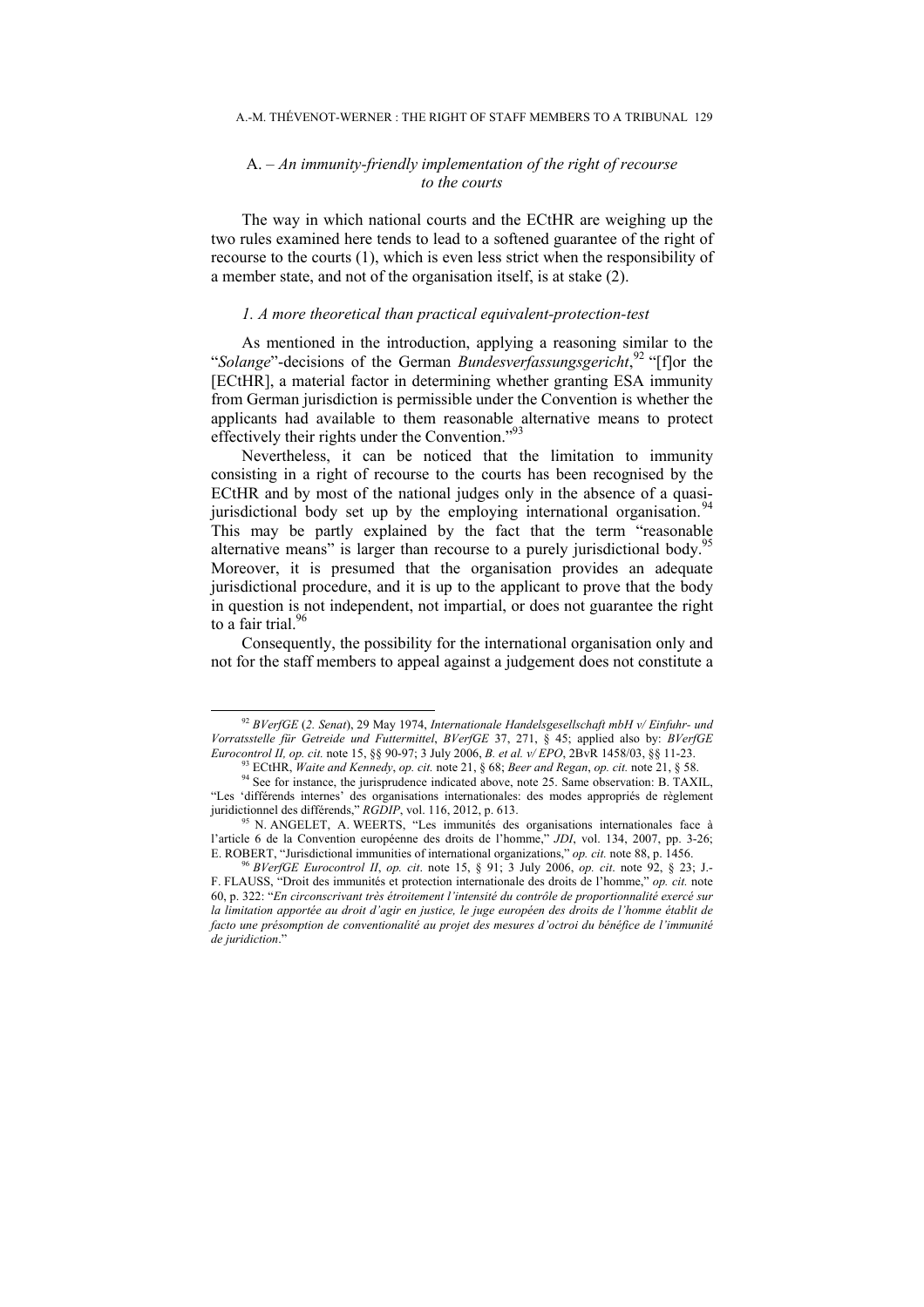### A. – *An immunity-friendly implementation of the right of recourse to the courts*

The way in which national courts and the ECtHR are weighing up the two rules examined here tends to lead to a softened guarantee of the right of recourse to the courts (1), which is even less strict when the responsibility of a member state, and not of the organisation itself, is at stake (2).

#### *1. A more theoretical than practical equivalent-protection-test*

As mentioned in the introduction, applying a reasoning similar to the "*Solange*"-decisions of the German *Bundesverfassungsgericht*,[92] "[f]or the [ECtHR], a material factor in determining whether granting ESA immunity from German jurisdiction is permissible under the Convention is whether the applicants had available to them reasonable alternative means to protect effectively their rights under the Convention."[93]

Nevertheless, it can be noticed that the limitation to immunity consisting in a right of recourse to the courts has been recognised by the ECtHR and by most of the national judges only in the absence of a quasi-jurisdictional body set up by the employing international organisation.[94] This may be partly explained by the fact that the term "reasonable alternative means" is larger than recourse to a purely jurisdictional body.[95] Moreover, it is presumed that the organisation provides an adequate jurisdictional procedure, and it is up to the applicant to prove that the body in question is not independent, not impartial, or does not guarantee the right to a fair trial.[96]

Consequently, the possibility for the international organisation only and not for the staff members to appeal against a judgement does not constitute a

---

[92] *BVerfGE* (*2. Senat*), 29 May 1974, *Internationale Handelsgesellschaft mbH v/ Einfuhr- und Vorratsstelle für Getreide und Futtermittel*, *BVerfGE* 37, 271, § 45; applied also by: *BVerfGE Eurocontrol II, op. cit.* note 15, §§ 90-97; 3 July 2006, *B. et al. v/ EPO*, 2BvR 1458/03, §§ 11-23.

[93] ECtHR, *Waite and Kennedy*, *op. cit.* note 21, § 68; *Beer and Regan*, *op. cit.* note 21, § 58.

[94] See for instance, the jurisprudence indicated above, note 25. Same observation: B. TAXIL, "Les 'différends internes' des organisations internationales: des modes appropriés de règlement juridictionnel des différends," *RGDIP*, vol. 116, 2012, p. 613.

[95] N. ANGELET, A. WEERTS, "Les immunités des organisations internationales face à l'article 6 de la Convention européenne des droits de l'homme," *JDI*, vol. 134, 2007, pp. 3-26; E. ROBERT, "Jurisdictional immunities of international organizations," *op. cit.* note 88, p. 1456.

[96] *BVerfGE Eurocontrol II*, *op. cit*. note 15, § 91; 3 July 2006, *op. cit*. note 92, § 23; J.-F. FLAUSS, "Droit des immunités et protection internationale des droits de l'homme," *op. cit.* note 60, p. 322: "*En circonscrivant très étroitement l'intensité du contrôle de proportionnalité exercé sur la limitation apportée au droit d'agir en justice, le juge européen des droits de l'homme établit de facto une présomption de conventionalité au projet des mesures d'octroi du bénéfice de l'immunité de juridiction*."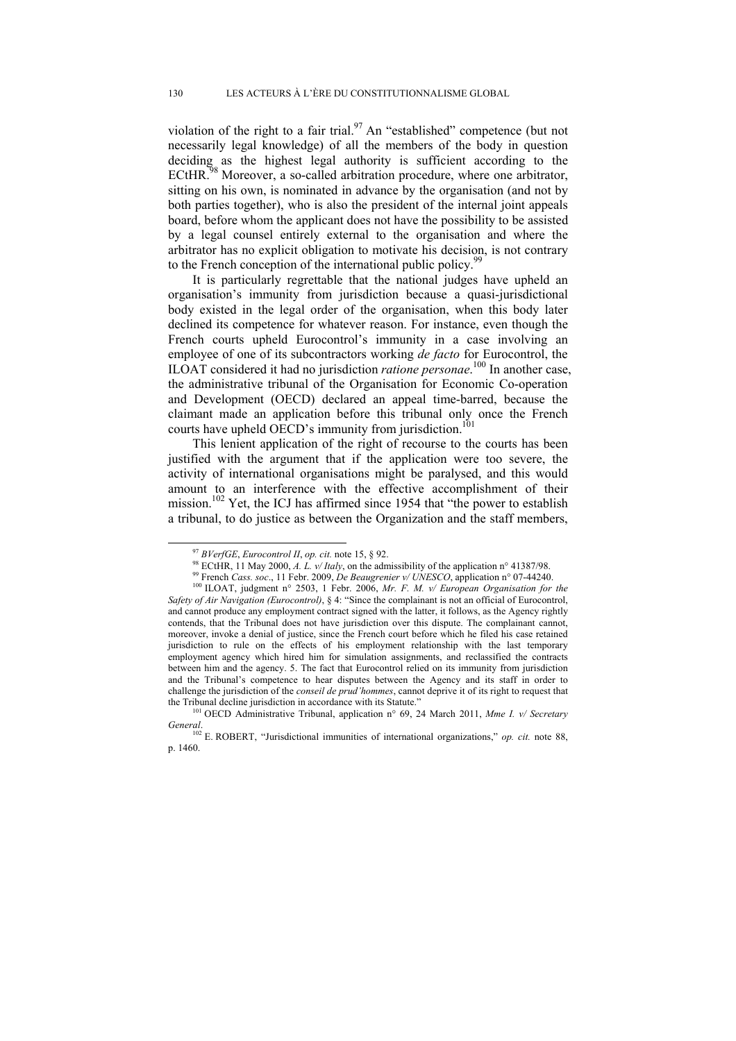violation of the right to a fair trial.[97] An "established" competence (but not necessarily legal knowledge) of all the members of the body in question deciding as the highest legal authority is sufficient according to the ECtHR.[98] Moreover, a so-called arbitration procedure, where one arbitrator, sitting on his own, is nominated in advance by the organisation (and not by both parties together), who is also the president of the internal joint appeals board, before whom the applicant does not have the possibility to be assisted by a legal counsel entirely external to the organisation and where the arbitrator has no explicit obligation to motivate his decision, is not contrary to the French conception of the international public policy.[99]

It is particularly regrettable that the national judges have upheld an organisation's immunity from jurisdiction because a quasi-jurisdictional body existed in the legal order of the organisation, when this body later declined its competence for whatever reason. For instance, even though the French courts upheld Eurocontrol's immunity in a case involving an employee of one of its subcontractors working *de facto* for Eurocontrol, the ILOAT considered it had no jurisdiction *ratione personae*.[100] In another case, the administrative tribunal of the Organisation for Economic Co-operation and Development (OECD) declared an appeal time-barred, because the claimant made an application before this tribunal only once the French courts have upheld OECD's immunity from jurisdiction.[101]

This lenient application of the right of recourse to the courts has been justified with the argument that if the application were too severe, the activity of international organisations might be paralysed, and this would amount to an interference with the effective accomplishment of their mission.[102] Yet, the ICJ has affirmed since 1954 that "the power to establish a tribunal, to do justice as between the Organization and the staff members,

---

[97] *BVerfGE*, *Eurocontrol II*, *op. cit.* note 15, § 92.

[98] ECtHR, 11 May 2000, *A. L. v/ Italy*, on the admissibility of the application n° 41387/98.

[99] French *Cass. soc*., 11 Febr. 2009, *De Beaugrenier v/ UNESCO*, application n° 07-44240.

[100] ILOAT, judgment n° 2503, 1 Febr. 2006, *Mr. F. M. v/ European Organisation for the Safety of Air Navigation (Eurocontrol)*, § 4: "Since the complainant is not an official of Eurocontrol, and cannot produce any employment contract signed with the latter, it follows, as the Agency rightly contends, that the Tribunal does not have jurisdiction over this dispute. The complainant cannot, moreover, invoke a denial of justice, since the French court before which he filed his case retained jurisdiction to rule on the effects of his employment relationship with the last temporary employment agency which hired him for simulation assignments, and reclassified the contracts between him and the agency. 5. The fact that Eurocontrol relied on its immunity from jurisdiction and the Tribunal's competence to hear disputes between the Agency and its staff in order to challenge the jurisdiction of the *conseil de prud'hommes*, cannot deprive it of its right to request that the Tribunal decline jurisdiction in accordance with its Statute."

[101] OECD Administrative Tribunal, application n° 69, 24 March 2011, *Mme I. v/ Secretary General*.

[102] E. ROBERT, "Jurisdictional immunities of international organizations," *op. cit.* note 88, p. 1460.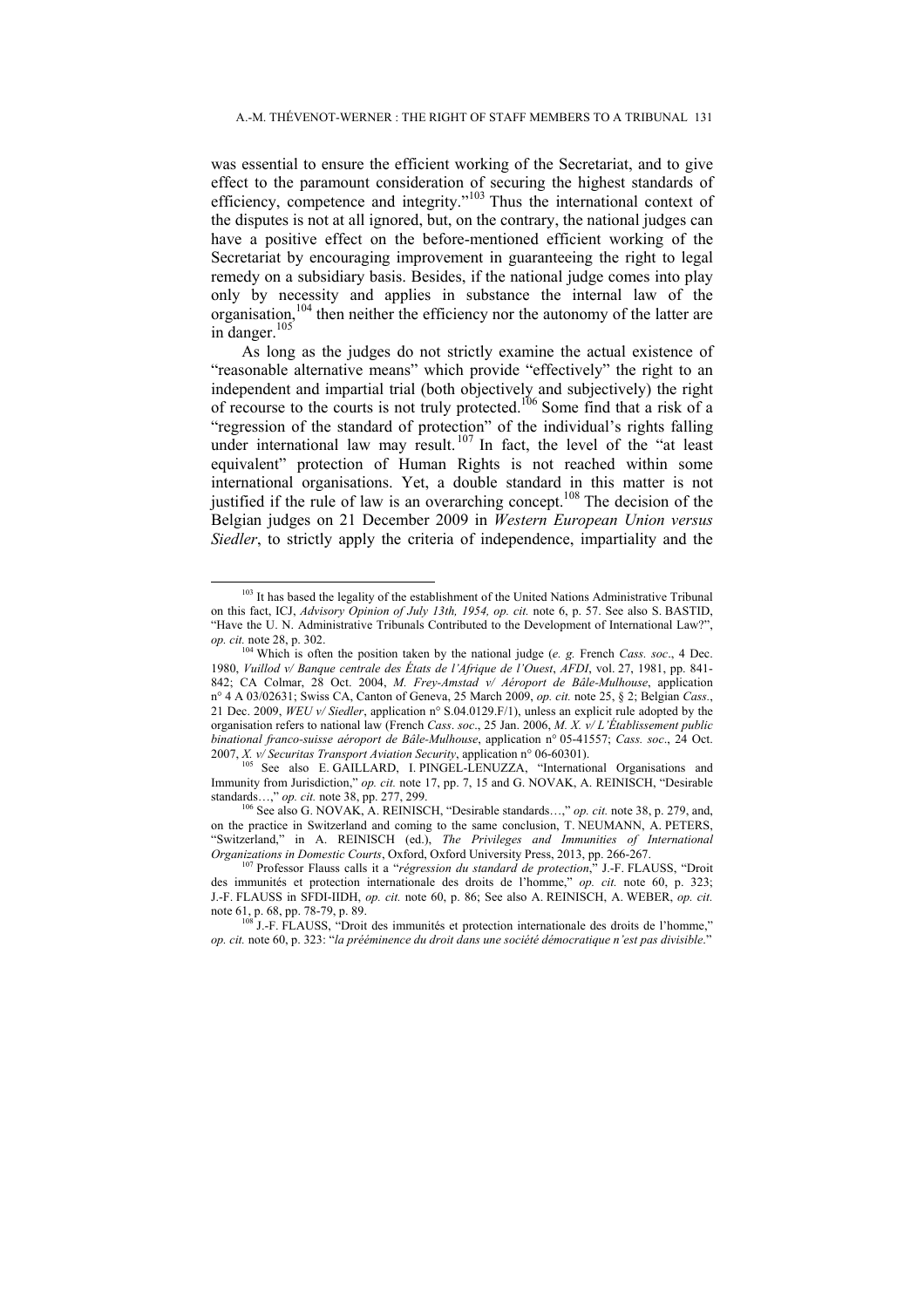was essential to ensure the efficient working of the Secretariat, and to give effect to the paramount consideration of securing the highest standards of efficiency, competence and integrity."[103] Thus the international context of the disputes is not at all ignored, but, on the contrary, the national judges can have a positive effect on the before-mentioned efficient working of the Secretariat by encouraging improvement in guaranteeing the right to legal remedy on a subsidiary basis. Besides, if the national judge comes into play only by necessity and applies in substance the internal law of the organisation,[104] then neither the efficiency nor the autonomy of the latter are in danger.[105]

As long as the judges do not strictly examine the actual existence of "reasonable alternative means" which provide "effectively" the right to an independent and impartial trial (both objectively and subjectively) the right of recourse to the courts is not truly protected.[106] Some find that a risk of a "regression of the standard of protection" of the individual's rights falling under international law may result.[107] In fact, the level of the "at least equivalent" protection of Human Rights is not reached within some international organisations. Yet, a double standard in this matter is not justified if the rule of law is an overarching concept.[108] The decision of the Belgian judges on 21 December 2009 in *Western European Union versus Siedler*, to strictly apply the criteria of independence, impartiality and the

---

[103] It has based the legality of the establishment of the United Nations Administrative Tribunal on this fact, ICJ, *Advisory Opinion of July 13th, 1954, op. cit.* note 6, p. 57. See also S. BASTID, "Have the U. N. Administrative Tribunals Contributed to the Development of International Law?", *op. cit.* note 28, p. 302.

[104] Which is often the position taken by the national judge (*e. g.* French *Cass. soc*., 4 Dec. 1980, *Vuillod v/ Banque centrale des États de l'Afrique de l'Ouest*, *AFDI*, vol. 27, 1981, pp. 841-842; CA Colmar, 28 Oct. 2004, *M. Frey-Amstad v/ Aéroport de Bâle-Mulhouse*, application n° 4 A 03/02631; Swiss CA, Canton of Geneva, 25 March 2009, *op. cit.* note 25, § 2; Belgian *Cass*., 21 Dec. 2009, *WEU v/ Siedler*, application n° S.04.0129.F/1), unless an explicit rule adopted by the organisation refers to national law (French *Cass*. *soc*., 25 Jan. 2006, *M. X. v/ L'Établissement public binational franco-suisse aéroport de Bâle-Mulhouse*, application n° 05-41557; *Cass. soc*., 24 Oct. 2007, *X. v/ Securitas Transport Aviation Security*, application n° 06-60301).

[105] See also E. GAILLARD, I. PINGEL-LENUZZA, "International Organisations and Immunity from Jurisdiction," *op. cit.* note 17, pp. 7, 15 and G. NOVAK, A. REINISCH, "Desirable standards…," *op. cit.* note 38, pp. 277, 299.

[106] See also G. NOVAK, A. REINISCH, "Desirable standards…," *op. cit.* note 38, p. 279, and, on the practice in Switzerland and coming to the same conclusion, T. NEUMANN, A. PETERS, "Switzerland," in A. REINISCH (ed.), *The Privileges and Immunities of International Organizations in Domestic Courts*, Oxford, Oxford University Press, 2013, pp. 266-267.

[107] Professor Flauss calls it a "*régression du standard de protection*," J.-F. FLAUSS, "Droit des immunités et protection internationale des droits de l'homme," *op. cit.* note 60, p. 323; J.-F. FLAUSS in SFDI-IIDH, *op. cit.* note 60, p. 86; See also A. REINISCH, A. WEBER, *op. cit.* note 61, p. 68, pp. 78-79, p. 89.

[108] J.-F. FLAUSS, "Droit des immunités et protection internationale des droits de l'homme," *op. cit.* note 60, p. 323: "*la prééminence du droit dans une société démocratique n'est pas divisible*."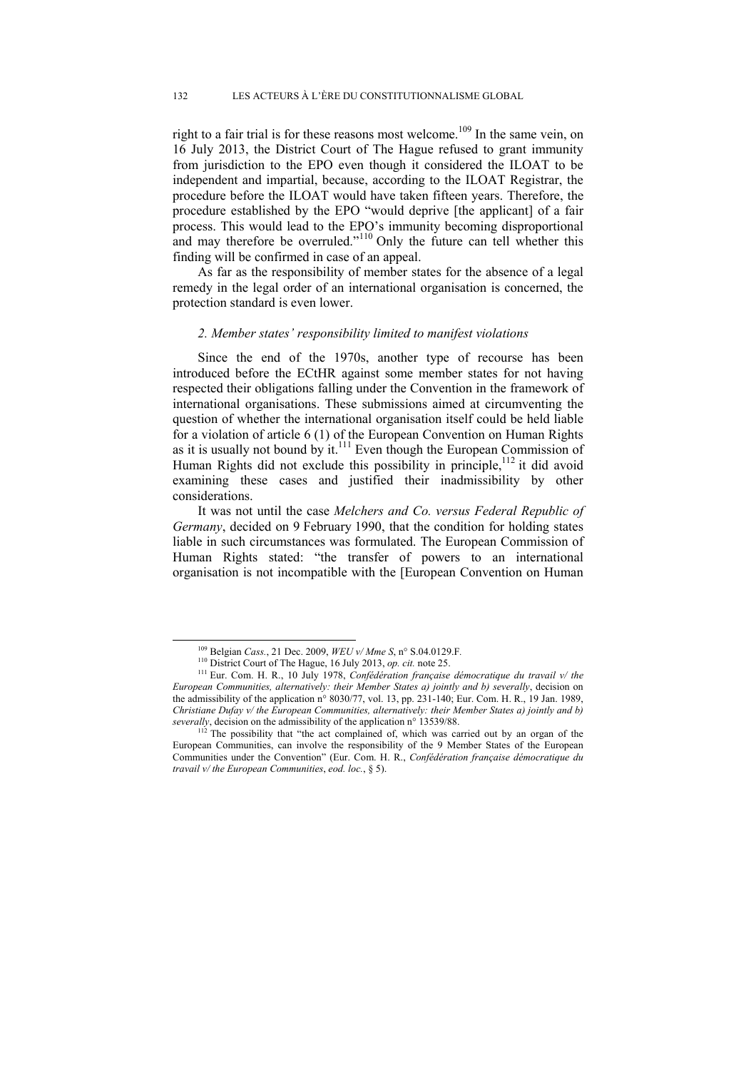right to a fair trial is for these reasons most welcome.[109] In the same vein, on 16 July 2013, the District Court of The Hague refused to grant immunity from jurisdiction to the EPO even though it considered the ILOAT to be independent and impartial, because, according to the ILOAT Registrar, the procedure before the ILOAT would have taken fifteen years. Therefore, the procedure established by the EPO "would deprive [the applicant] of a fair process. This would lead to the EPO's immunity becoming disproportional and may therefore be overruled."[110] Only the future can tell whether this finding will be confirmed in case of an appeal.

As far as the responsibility of member states for the absence of a legal remedy in the legal order of an international organisation is concerned, the protection standard is even lower.

### *2. Member states' responsibility limited to manifest violations*

Since the end of the 1970s, another type of recourse has been introduced before the ECtHR against some member states for not having respected their obligations falling under the Convention in the framework of international organisations. These submissions aimed at circumventing the question of whether the international organisation itself could be held liable for a violation of article 6 (1) of the European Convention on Human Rights as it is usually not bound by it.[111] Even though the European Commission of Human Rights did not exclude this possibility in principle,[112] it did avoid examining these cases and justified their inadmissibility by other considerations.

It was not until the case *Melchers and Co. versus Federal Republic of Germany*, decided on 9 February 1990, that the condition for holding states liable in such circumstances was formulated. The European Commission of Human Rights stated: "the transfer of powers to an international organisation is not incompatible with the [European Convention on Human

---

[109] Belgian *Cass.*, 21 Dec. 2009, *WEU v/ Mme S*, n° S.04.0129.F.

[110] District Court of The Hague, 16 July 2013, *op. cit.* note 25.

[111] Eur. Com. H. R., 10 July 1978, *Confédération française démocratique du travail v/ the European Communities, alternatively: their Member States a) jointly and b) severally*, decision on the admissibility of the application n° 8030/77, vol. 13, pp. 231-140; Eur. Com. H. R., 19 Jan. 1989, *Christiane Dufay v/ the European Communities, alternatively: their Member States a) jointly and b) severally*, decision on the admissibility of the application n° 13539/88.

[112] The possibility that "the act complained of, which was carried out by an organ of the European Communities, can involve the responsibility of the 9 Member States of the European Communities under the Convention" (Eur. Com. H. R., *Confédération française démocratique du travail v/ the European Communities*, *eod. loc.*, § 5).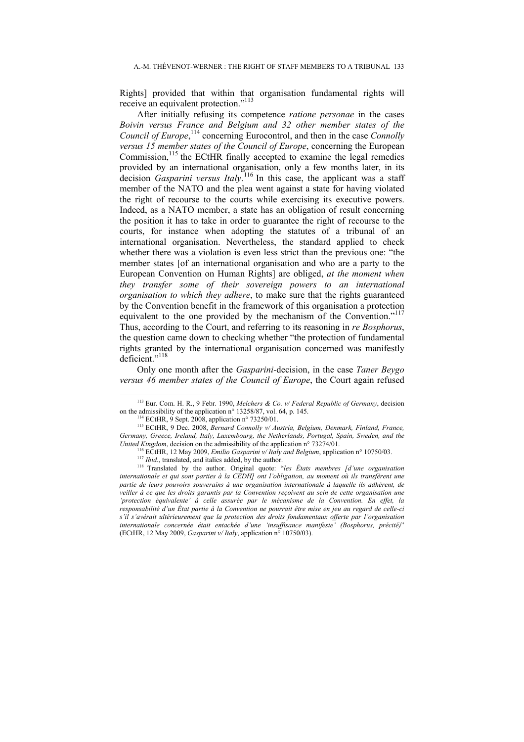Rights] provided that within that organisation fundamental rights will receive an equivalent protection."[113]

After initially refusing its competence *ratione personae* in the cases *Boivin versus France and Belgium and 32 other member states of the Council of Europe*,[114] concerning Eurocontrol, and then in the case *Connolly versus 15 member states of the Council of Europe*, concerning the European Commission,[115] the ECtHR finally accepted to examine the legal remedies provided by an international organisation, only a few months later, in its decision *Gasparini versus Italy*.[116] In this case, the applicant was a staff member of the NATO and the plea went against a state for having violated the right of recourse to the courts while exercising its executive powers. Indeed, as a NATO member, a state has an obligation of result concerning the position it has to take in order to guarantee the right of recourse to the courts, for instance when adopting the statutes of a tribunal of an international organisation. Nevertheless, the standard applied to check whether there was a violation is even less strict than the previous one: "the member states [of an international organisation and who are a party to the European Convention on Human Rights] are obliged, *at the moment when they transfer some of their sovereign powers to an international organisation to which they adhere*, to make sure that the rights guaranteed by the Convention benefit in the framework of this organisation a protection equivalent to the one provided by the mechanism of the Convention."[117] Thus, according to the Court, and referring to its reasoning in *re Bosphorus*, the question came down to checking whether "the protection of fundamental rights granted by the international organisation concerned was manifestly deficient."[118]

Only one month after the *Gasparini*-decision, in the case *Taner Beygo versus 46 member states of the Council of Europe*, the Court again refused

---

[113] Eur. Com. H. R., 9 Febr. 1990, *Melchers & Co. v/ Federal Republic of Germany*, decision on the admissibility of the application n° 13258/87, vol. 64, p. 145.

[114] ECtHR, 9 Sept. 2008, application n° 73250/01.

[115] ECtHR, 9 Dec. 2008, *Bernard Connolly v/ Austria, Belgium, Denmark, Finland, France, Germany, Greece, Ireland, Italy, Luxembourg, the Netherlands, Portugal, Spain, Sweden, and the United Kingdom*, decision on the admissibility of the application n° 73274/01.

[116] ECtHR, 12 May 2009, *Emilio Gasparini v/ Italy and Belgium*, application n° 10750/03.

[117] *Ibid.*, translated, and italics added, by the author.

[118] Translated by the author. Original quote: "*les États membres [d'une organisation internationale et qui sont parties à la CEDH] ont l'obligation, au moment où ils transfèrent une partie de leurs pouvoirs souverains à une organisation internationale à laquelle ils adhèrent, de veiller à ce que les droits garantis par la Convention reçoivent au sein de cette organisation une 'protection équivalente' à celle assurée par le mécanisme de la Convention. En effet, la responsabilité d'un État partie à la Convention ne pourrait être mise en jeu au regard de celle-ci s'il s'avérait ultérieurement que la protection des droits fondamentaux offerte par l'organisation internationale concernée était entachée d'une 'insuffisance manifeste' (Bosphorus, précité)*" (ECtHR, 12 May 2009, *Gasparini v/ Italy*, application n° 10750/03).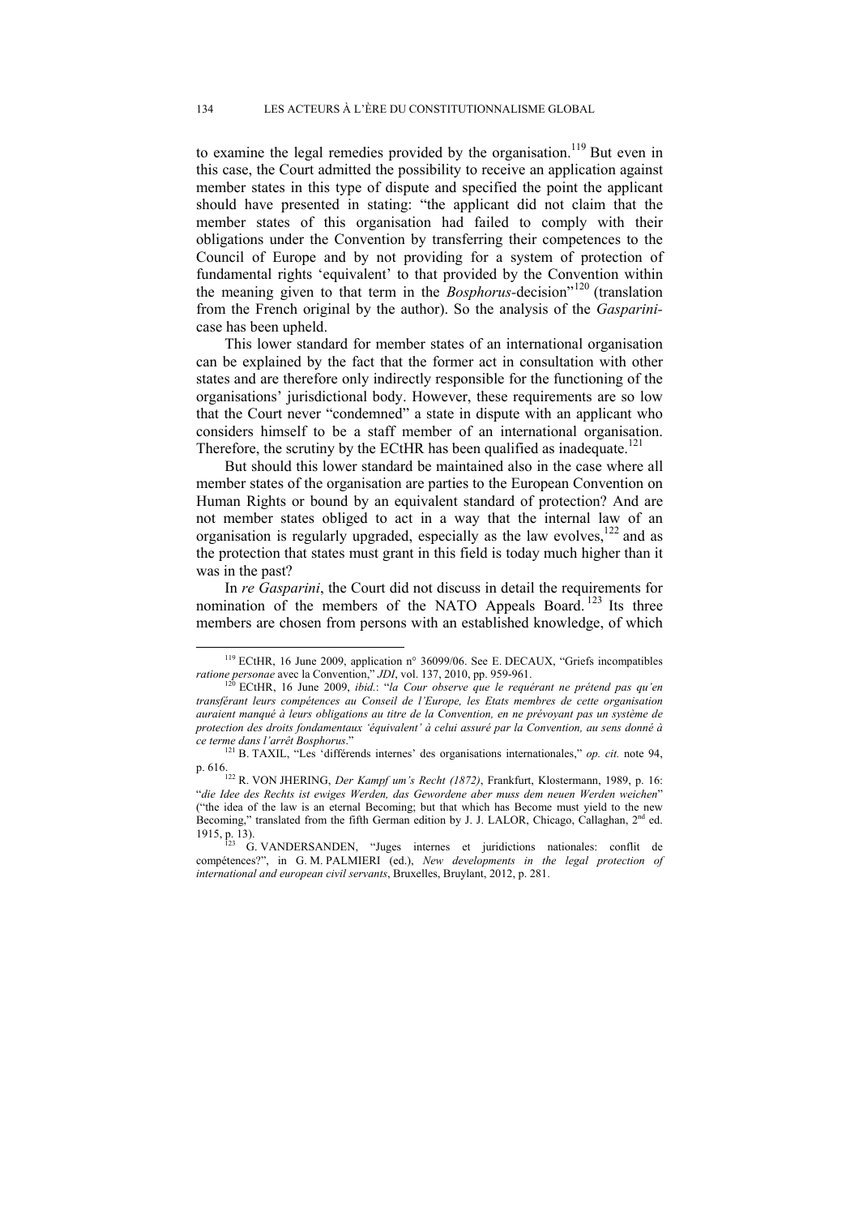to examine the legal remedies provided by the organisation.[119] But even in this case, the Court admitted the possibility to receive an application against member states in this type of dispute and specified the point the applicant should have presented in stating: "the applicant did not claim that the member states of this organisation had failed to comply with their obligations under the Convention by transferring their competences to the Council of Europe and by not providing for a system of protection of fundamental rights 'equivalent' to that provided by the Convention within the meaning given to that term in the *Bosphorus*-decision"[120] (translation from the French original by the author). So the analysis of the *Gasparini*-case has been upheld.

This lower standard for member states of an international organisation can be explained by the fact that the former act in consultation with other states and are therefore only indirectly responsible for the functioning of the organisations' jurisdictional body. However, these requirements are so low that the Court never "condemned" a state in dispute with an applicant who considers himself to be a staff member of an international organisation. Therefore, the scrutiny by the ECtHR has been qualified as inadequate.[121]

But should this lower standard be maintained also in the case where all member states of the organisation are parties to the European Convention on Human Rights or bound by an equivalent standard of protection? And are not member states obliged to act in a way that the internal law of an organisation is regularly upgraded, especially as the law evolves,[122] and as the protection that states must grant in this field is today much higher than it was in the past?

In *re Gasparini*, the Court did not discuss in detail the requirements for nomination of the members of the NATO Appeals Board.[123] Its three members are chosen from persons with an established knowledge, of which

---

[119] ECtHR, 16 June 2009, application n° 36099/06. See E. DECAUX, "Griefs incompatibles *ratione personae* avec la Convention," *JDI*, vol. 137, 2010, pp. 959-961.

[120] ECtHR, 16 June 2009, *ibid.*: "*la Cour observe que le requérant ne prétend pas qu'en transférant leurs compétences au Conseil de l'Europe, les Etats membres de cette organisation auraient manqué à leurs obligations au titre de la Convention, en ne prévoyant pas un système de protection des droits fondamentaux 'équivalent' à celui assuré par la Convention, au sens donné à ce terme dans l'arrêt Bosphorus*."

[121] B. TAXIL, "Les 'différends internes' des organisations internationales," *op. cit.* note 94, p. 616.

[122] R. VON JHERING, *Der Kampf um's Recht (1872)*, Frankfurt, Klostermann, 1989, p. 16: "*die Idee des Rechts ist ewiges Werden, das Gewordene aber muss dem neuen Werden weichen*" ("the idea of the law is an eternal Becoming; but that which has Become must yield to the new Becoming," translated from the fifth German edition by J. J. LALOR, Chicago, Callaghan, 2nd ed. 1915, p. 13).

[123] G. VANDERSANDEN, "Juges internes et juridictions nationales: conflit de compétences?", in G. M. PALMIERI (ed.), *New developments in the legal protection of international and european civil servants*, Bruxelles, Bruylant, 2012, p. 281.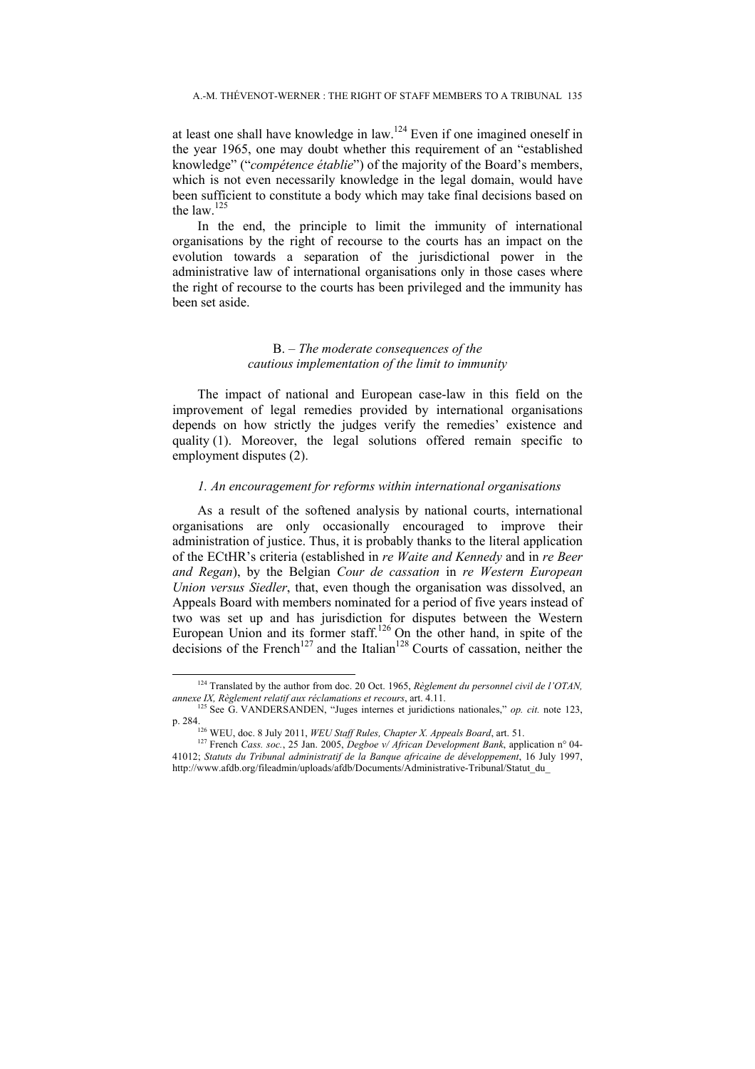at least one shall have knowledge in law.[124] Even if one imagined oneself in the year 1965, one may doubt whether this requirement of an "established knowledge" ("*compétence établie*") of the majority of the Board's members, which is not even necessarily knowledge in the legal domain, would have been sufficient to constitute a body which may take final decisions based on the law.[125]

In the end, the principle to limit the immunity of international organisations by the right of recourse to the courts has an impact on the evolution towards a separation of the jurisdictional power in the administrative law of international organisations only in those cases where the right of recourse to the courts has been privileged and the immunity has been set aside.

### B. – *The moderate consequences of the cautious implementation of the limit to immunity*

The impact of national and European case-law in this field on the improvement of legal remedies provided by international organisations depends on how strictly the judges verify the remedies' existence and quality (1). Moreover, the legal solutions offered remain specific to employment disputes (2).

#### *1. An encouragement for reforms within international organisations*

As a result of the softened analysis by national courts, international organisations are only occasionally encouraged to improve their administration of justice. Thus, it is probably thanks to the literal application of the ECtHR's criteria (established in *re Waite and Kennedy* and in *re Beer and Regan*), by the Belgian *Cour de cassation* in *re Western European Union versus Siedler*, that, even though the organisation was dissolved, an Appeals Board with members nominated for a period of five years instead of two was set up and has jurisdiction for disputes between the Western European Union and its former staff.[126] On the other hand, in spite of the decisions of the French[127] and the Italian[128] Courts of cassation, neither the

---

[124] Translated by the author from doc. 20 Oct. 1965, *Règlement du personnel civil de l'OTAN, annexe IX, Règlement relatif aux réclamations et recours*, art. 4.11.

[125] See G. VANDERSANDEN, "Juges internes et juridictions nationales," *op. cit.* note 123, p. 284.

[126] WEU, doc. 8 July 2011, *WEU Staff Rules, Chapter X. Appeals Board*, art. 51.

[127] French *Cass. soc.*, 25 Jan. 2005, *Degboe v/ African Development Bank*, application n° 04-41012; *Statuts du Tribunal administratif de la Banque africaine de développement*, 16 July 1997, http://www.afdb.org/fileadmin/uploads/afdb/Documents/Administrative-Tribunal/Statut_du_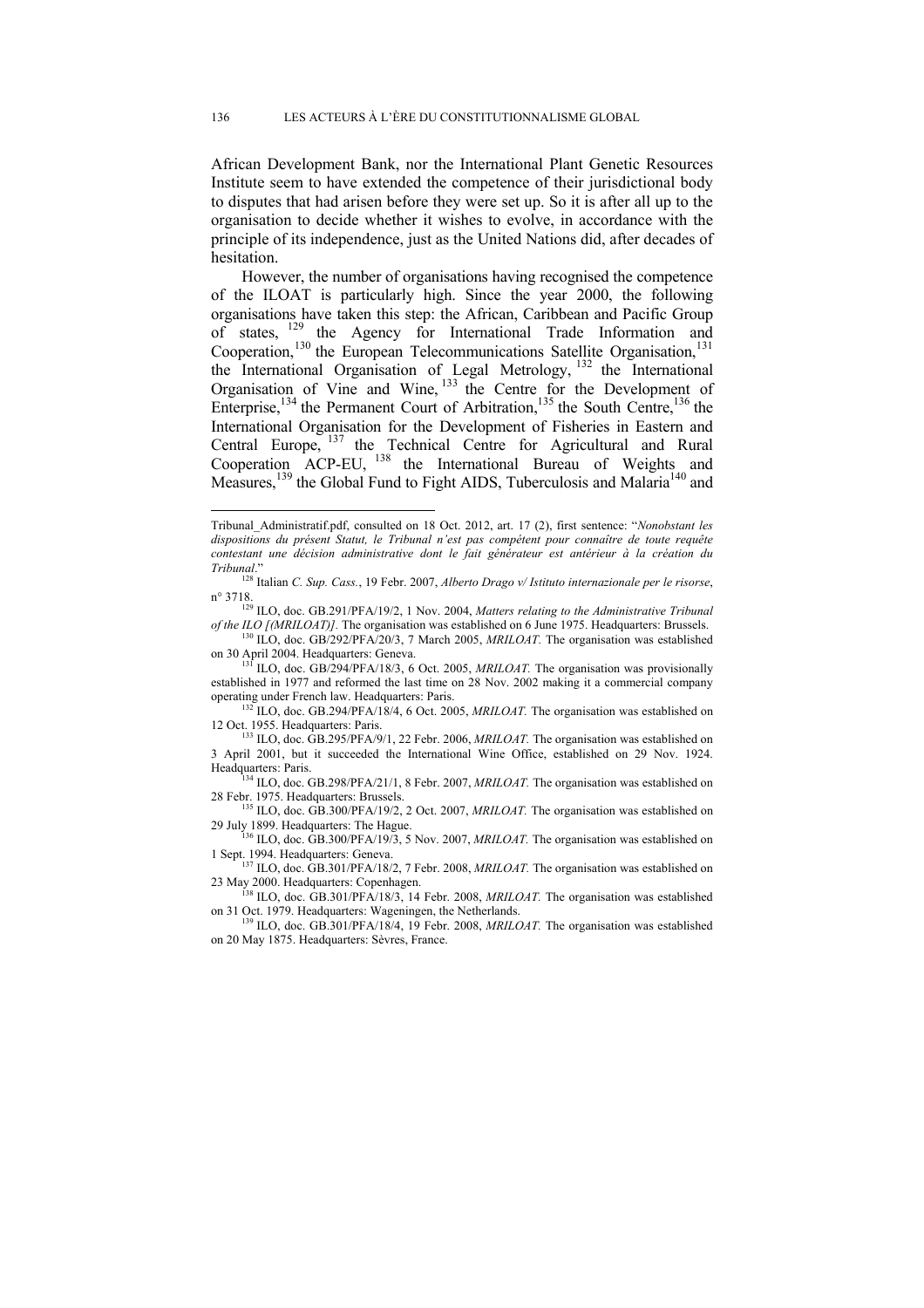African Development Bank, nor the International Plant Genetic Resources Institute seem to have extended the competence of their jurisdictional body to disputes that had arisen before they were set up. So it is after all up to the organisation to decide whether it wishes to evolve, in accordance with the principle of its independence, just as the United Nations did, after decades of hesitation.

However, the number of organisations having recognised the competence of the ILOAT is particularly high. Since the year 2000, the following organisations have taken this step: the African, Caribbean and Pacific Group of states, [129] the Agency for International Trade Information and Cooperation,[130] the European Telecommunications Satellite Organisation,[131] the International Organisation of Legal Metrology, [132] the International Organisation of Vine and Wine, [133] the Centre for the Development of Enterprise,[134] the Permanent Court of Arbitration,[135] the South Centre,[136] the International Organisation for the Development of Fisheries in Eastern and Central Europe, [137] the Technical Centre for Agricultural and Rural Cooperation ACP-EU, [138] the International Bureau of Weights and Measures,[139] the Global Fund to Fight AIDS, Tuberculosis and Malaria[140] and

---

Tribunal_Administratif.pdf, consulted on 18 Oct. 2012, art. 17 (2), first sentence: "*Nonobstant les dispositions du présent Statut, le Tribunal n'est pas compétent pour connaître de toute requête contestant une décision administrative dont le fait générateur est antérieur à la création du Tribunal*."

[128] Italian *C. Sup. Cass.*, 19 Febr. 2007, *Alberto Drago v/ Istituto internazionale per le risorse*, n° 3718.

[129] ILO, doc. GB.291/PFA/19/2, 1 Nov. 2004, *Matters relating to the Administrative Tribunal of the ILO [(MRILOAT)]*. The organisation was established on 6 June 1975. Headquarters: Brussels.

[130] ILO, doc. GB/292/PFA/20/3, 7 March 2005, *MRILOAT*. The organisation was established on 30 April 2004. Headquarters: Geneva.

[131] ILO, doc. GB/294/PFA/18/3, 6 Oct. 2005, *MRILOAT*. The organisation was provisionally established in 1977 and reformed the last time on 28 Nov. 2002 making it a commercial company operating under French law. Headquarters: Paris.

[132] ILO, doc. GB.294/PFA/18/4, 6 Oct. 2005, *MRILOAT*. The organisation was established on 12 Oct. 1955. Headquarters: Paris.

[133] ILO, doc. GB.295/PFA/9/1, 22 Febr. 2006, *MRILOAT*. The organisation was established on 3 April 2001, but it succeeded the International Wine Office, established on 29 Nov. 1924. Headquarters: Paris.

[134] ILO, doc. GB.298/PFA/21/1, 8 Febr. 2007, *MRILOAT*. The organisation was established on 28 Febr. 1975. Headquarters: Brussels.

[135] ILO, doc. GB.300/PFA/19/2, 2 Oct. 2007, *MRILOAT*. The organisation was established on 29 July 1899. Headquarters: The Hague.

[136] ILO, doc. GB.300/PFA/19/3, 5 Nov. 2007, *MRILOAT*. The organisation was established on 1 Sept. 1994. Headquarters: Geneva.

[137] ILO, doc. GB.301/PFA/18/2, 7 Febr. 2008, *MRILOAT*. The organisation was established on 23 May 2000. Headquarters: Copenhagen.

[138] ILO, doc. GB.301/PFA/18/3, 14 Febr. 2008, *MRILOAT*. The organisation was established on 31 Oct. 1979. Headquarters: Wageningen, the Netherlands.

[139] ILO, doc. GB.301/PFA/18/4, 19 Febr. 2008, *MRILOAT*. The organisation was established on 20 May 1875. Headquarters: Sèvres, France.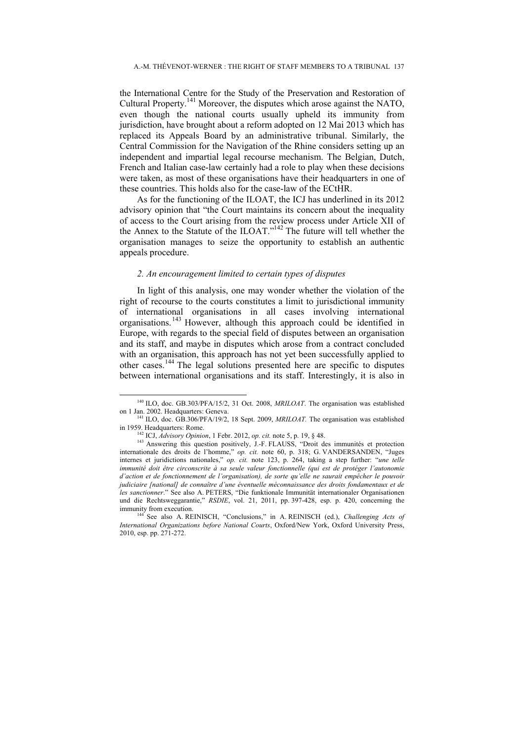the International Centre for the Study of the Preservation and Restoration of Cultural Property.[141] Moreover, the disputes which arose against the NATO, even though the national courts usually upheld its immunity from jurisdiction, have brought about a reform adopted on 12 Mai 2013 which has replaced its Appeals Board by an administrative tribunal. Similarly, the Central Commission for the Navigation of the Rhine considers setting up an independent and impartial legal recourse mechanism. The Belgian, Dutch, French and Italian case-law certainly had a role to play when these decisions were taken, as most of these organisations have their headquarters in one of these countries. This holds also for the case-law of the ECtHR.

As for the functioning of the ILOAT, the ICJ has underlined in its 2012 advisory opinion that "the Court maintains its concern about the inequality of access to the Court arising from the review process under Article XII of the Annex to the Statute of the ILOAT."[142] The future will tell whether the organisation manages to seize the opportunity to establish an authentic appeals procedure.

### *2. An encouragement limited to certain types of disputes*

In light of this analysis, one may wonder whether the violation of the right of recourse to the courts constitutes a limit to jurisdictional immunity of international organisations in all cases involving international organisations.[143] However, although this approach could be identified in Europe, with regards to the special field of disputes between an organisation and its staff, and maybe in disputes which arose from a contract concluded with an organisation, this approach has not yet been successfully applied to other cases.[144] The legal solutions presented here are specific to disputes between international organisations and its staff. Interestingly, it is also in

---

[140] ILO, doc. GB.303/PFA/15/2, 31 Oct. 2008, *MRILOAT*. The organisation was established on 1 Jan. 2002. Headquarters: Geneva.

[141] ILO, doc. GB.306/PFA/19/2, 18 Sept. 2009, *MRILOAT.* The organisation was established in 1959. Headquarters: Rome.

[142] ICJ, *Advisory Opinion*, 1 Febr. 2012, *op. cit.* note 5, p. 19, § 48.

[143] Answering this question positively, J.-F. FLAUSS, "Droit des immunités et protection internationale des droits de l'homme," *op. cit.* note 60, p. 318; G. VANDERSANDEN, "Juges internes et juridictions nationales," *op. cit.* note 123, p. 264, taking a step further: "*une telle immunité doit être circonscrite à sa seule valeur fonctionnelle (qui est de protéger l'autonomie d'action et de fonctionnement de l'organisation), de sorte qu'elle ne saurait empêcher le pouvoir judiciaire [national] de connaître d'une éventuelle méconnaissance des droits fondamentaux et de les sanctionner*." See also A. PETERS, "Die funktionale Immunität internationaler Organisationen und die Rechtsweggarantie," *RSDIE*, vol. 21, 2011, pp. 397-428, esp. p. 420, concerning the immunity from execution.

[144] See also A. REINISCH, "Conclusions," in A. REINISCH (ed.), *Challenging Acts of International Organizations before National Courts*, Oxford/New York, Oxford University Press, 2010, esp. pp. 271-272.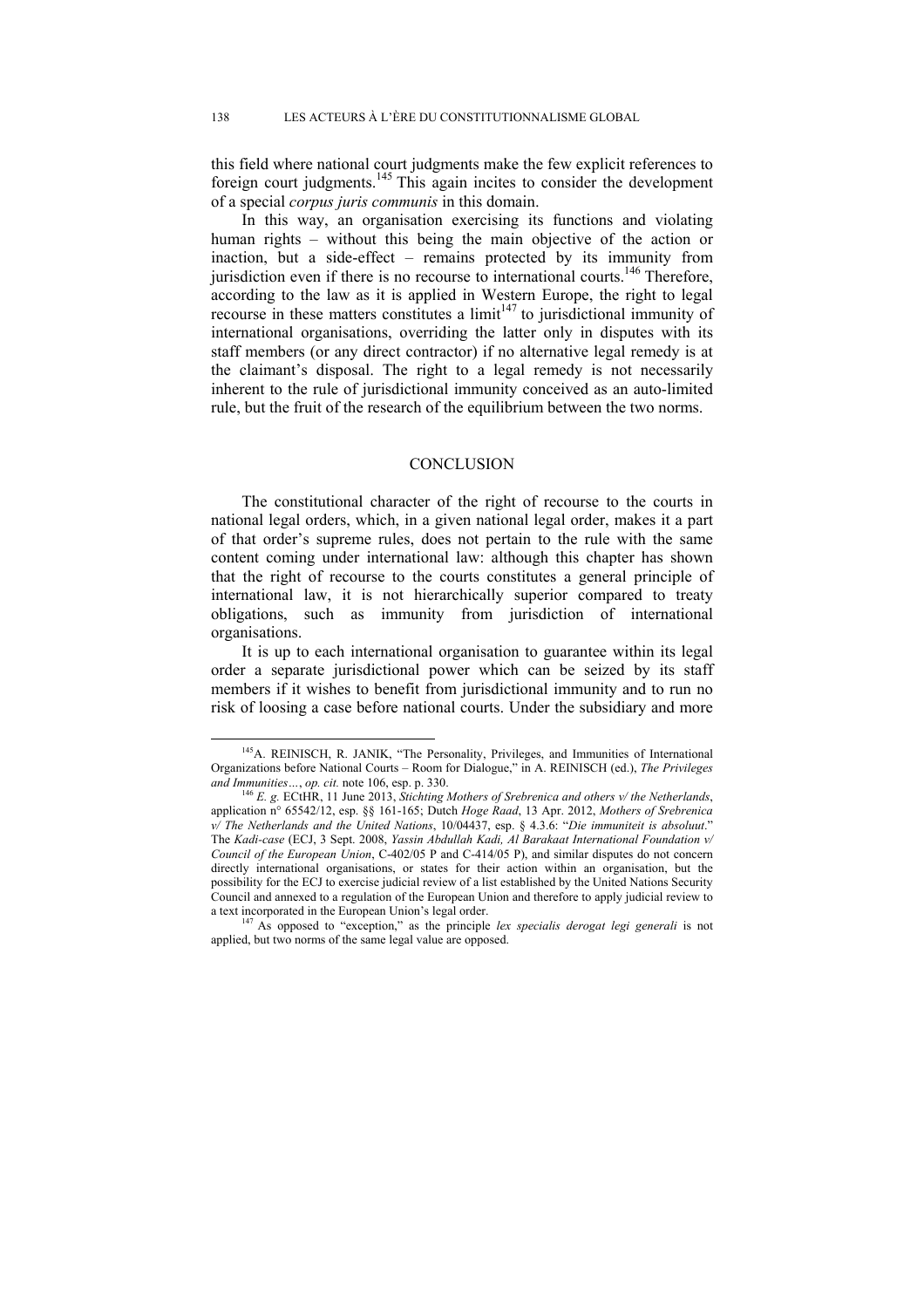this field where national court judgments make the few explicit references to foreign court judgments.[145] This again incites to consider the development of a special *corpus juris communis* in this domain.

In this way, an organisation exercising its functions and violating human rights – without this being the main objective of the action or inaction, but a side-effect – remains protected by its immunity from jurisdiction even if there is no recourse to international courts.[146] Therefore, according to the law as it is applied in Western Europe, the right to legal recourse in these matters constitutes a limit[147] to jurisdictional immunity of international organisations, overriding the latter only in disputes with its staff members (or any direct contractor) if no alternative legal remedy is at the claimant's disposal. The right to a legal remedy is not necessarily inherent to the rule of jurisdictional immunity conceived as an auto-limited rule, but the fruit of the research of the equilibrium between the two norms.

## CONCLUSION

The constitutional character of the right of recourse to the courts in national legal orders, which, in a given national legal order, makes it a part of that order's supreme rules, does not pertain to the rule with the same content coming under international law: although this chapter has shown that the right of recourse to the courts constitutes a general principle of international law, it is not hierarchically superior compared to treaty obligations, such as immunity from jurisdiction of international organisations.

It is up to each international organisation to guarantee within its legal order a separate jurisdictional power which can be seized by its staff members if it wishes to benefit from jurisdictional immunity and to run no risk of loosing a case before national courts. Under the subsidiary and more

---

[145] A. REINISCH, R. JANIK, "The Personality, Privileges, and Immunities of International Organizations before National Courts – Room for Dialogue," in A. REINISCH (ed.), *The Privileges and Immunities…*, *op. cit.* note 106, esp. p. 330.

[146] *E. g.* ECtHR, 11 June 2013, *Stichting Mothers of Srebrenica and others v/ the Netherlands*, application n° 65542/12, esp. §§ 161-165; Dutch *Hoge Raad*, 13 Apr. 2012, *Mothers of Srebrenica v/ The Netherlands and the United Nations*, 10/04437, esp. § 4.3.6: "*Die immuniteit is absoluut*." The *Kadi-case* (ECJ, 3 Sept. 2008, *Yassin Abdullah Kadi, Al Barakaat International Foundation v/ Council of the European Union*, C-402/05 P and C-414/05 P), and similar disputes do not concern directly international organisations, or states for their action within an organisation, but the possibility for the ECJ to exercise judicial review of a list established by the United Nations Security Council and annexed to a regulation of the European Union and therefore to apply judicial review to a text incorporated in the European Union's legal order.

[147] As opposed to "exception," as the principle *lex specialis derogat legi generali* is not applied, but two norms of the same legal value are opposed.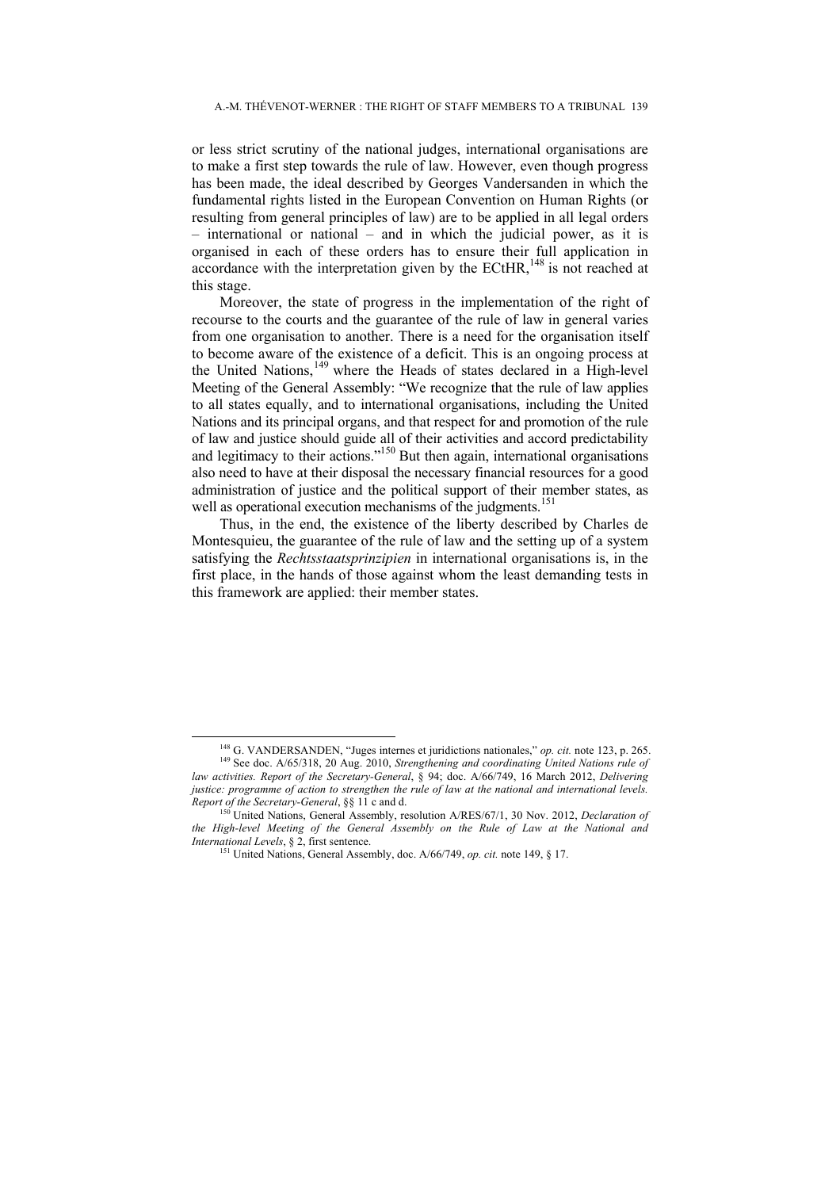or less strict scrutiny of the national judges, international organisations are to make a first step towards the rule of law. However, even though progress has been made, the ideal described by Georges Vandersanden in which the fundamental rights listed in the European Convention on Human Rights (or resulting from general principles of law) are to be applied in all legal orders – international or national – and in which the judicial power, as it is organised in each of these orders has to ensure their full application in accordance with the interpretation given by the ECtHR,[148] is not reached at this stage.

Moreover, the state of progress in the implementation of the right of recourse to the courts and the guarantee of the rule of law in general varies from one organisation to another. There is a need for the organisation itself to become aware of the existence of a deficit. This is an ongoing process at the United Nations,[149] where the Heads of states declared in a High-level Meeting of the General Assembly: "We recognize that the rule of law applies to all states equally, and to international organisations, including the United Nations and its principal organs, and that respect for and promotion of the rule of law and justice should guide all of their activities and accord predictability and legitimacy to their actions."[150] But then again, international organisations also need to have at their disposal the necessary financial resources for a good administration of justice and the political support of their member states, as well as operational execution mechanisms of the judgments.[151]

Thus, in the end, the existence of the liberty described by Charles de Montesquieu, the guarantee of the rule of law and the setting up of a system satisfying the *Rechtsstaatsprinzipien* in international organisations is, in the first place, in the hands of those against whom the least demanding tests in this framework are applied: their member states.

---

[148] G. VANDERSANDEN, "Juges internes et juridictions nationales," *op. cit.* note 123, p. 265.

[149] See doc. A/65/318, 20 Aug. 2010, *Strengthening and coordinating United Nations rule of law activities. Report of the Secretary-General*, § 94; doc. A/66/749, 16 March 2012, *Delivering justice: programme of action to strengthen the rule of law at the national and international levels. Report of the Secretary-General*, §§ 11 c and d.

[150] United Nations, General Assembly, resolution A/RES/67/1, 30 Nov. 2012, *Declaration of the High-level Meeting of the General Assembly on the Rule of Law at the National and International Levels*, § 2, first sentence.

[151] United Nations, General Assembly, doc. A/66/749, *op. cit.* note 149, § 17.